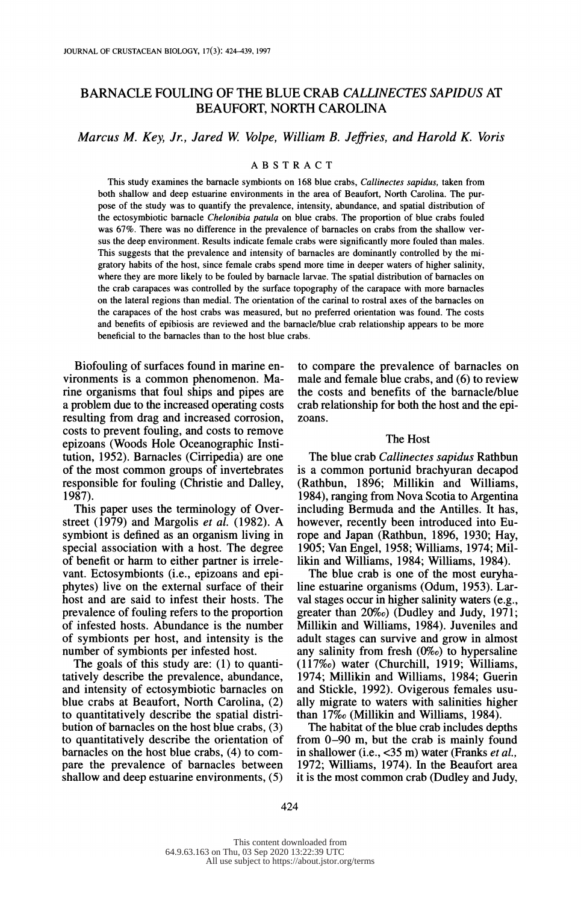# BARNACLE FOULING OF THE BLUE CRAB *CALLINECTES SAPIDUS* AT BEAUFORT, NORTH CAROLINA

*Marcus M. Key, Jr., Jared W. Volpe, William B. Jeffries, and Harold K. Voris*

## ABSTRACT

This study examines the barnacle symbionts on 168 blue crabs, *Callinectes sapidus*, taken from both shallow and deep estuarine environments in the area of Beaufort, North Carolina. The purpose of the study was to quantify the prevalence, intensity, abundance, and spatial distribution of the ectosymbiotic barnacle *Chelonibia patula* on blue crabs. The proportion of blue crabs fouled was 67%. There was no difference in the prevalence of barnacles on crabs from the shallow versus the deep environment. Results indicate female crabs were significantly more fouled than males. This suggests that the prevalence and intensity of barnacles are dominantly controlled by the migratory habits of the host, since female crabs spend more time in deeper waters of higher salinity, where they are more likely to be fouled by barnacle larvae. The spatial distribution of barnacles on the crab carapaces was controlled by the surface topography of the carapace with more barnacles on the lateral regions than medial. The orientation of the carinal to rostral axes of the barnacles on the carapaces of the host crabs was measured, but no preferred orientation was found. The costs and benefits of epibiosis are reviewed and the barnacle/blue crab relationship appears to be more beneficial to the barnacles than to the host blue crabs.

Biofouling of surfaces found in marine environments is a common phenomenon. Marine organisms that foul ships and pipes are a problem due to the increased operating costs resulting from drag and increased corrosion, costs to prevent fouling, and costs to remove epizoans (Woods Hole Oceanographic Institution, 1952). Barnacles (Cirripedia) are one of the most common groups of invertebrates responsible for fouling (Christie and Dalley, 1987).

This paper uses the terminology of Overstreet (1979) and Margolis *et al.* (1982). A symbiont is defined as an organism living in special association with a host. The degree of benefit or harm to either partner is irrelevant. Ectosymbionts (i.e., epizoans and epiphytes) live on the external surface of their host and are said to infest their hosts. The prevalence of fouling refers to the proportion of infested hosts. Abundance is the number of symbionts per host, and intensity is the number of symbionts per infested host.

The goals of this study are: (1) to quantitatively describe the prevalence, abundance, and intensity of ectosymbiotic barnacles on blue crabs at Beaufort, North Carolina, (2) to quantitatively describe the spatial distribution of barnacles on the host blue crabs, (3) to quantitatively describe the orientation of barnacles on the host blue crabs, (4) to compare the prevalence of barnacles between shallow and deep estuarine environments, (5) to compare the prevalence of barnacles on male and female blue crabs, and (6) to review the costs and benefits of the barnacle/blue crab relationship for both the host and the epizoans.

## The Host

The blue crab *Callinectes sapidus* Rathbun is a common portunid brachyuran decapod (Rathbun, 1896; Millikin and Williams, 1984), ranging from Nova Scotia to Argentina including Bermuda and the Antilles. It has, however, recently been introduced into Europe and Japan (Rathbun, 1896, 1930; Hay, 1905; Van Engel, 1958; Williams, 1974; Millikin and Williams, 1984; Williams, 1984).

The blue crab is one of the most euryhaline estuarine organisms (Odum, 1953). Larval stages occur in higher salinity waters (e.g., greater than 20‰) (Dudley and Judy, 1971; Millikin and Williams, 1984). Juveniles and adult stages can survive and grow in almost any salinity from fresh (0‰) to hypersaline (117‰) water (Churchill, 1919; Williams, 1974; Millikin and Williams, 1984; Guerin and Stickle, 1992). Ovigerous females usually migrate to waters with salinities higher than 17‰ (Millikin and Williams, 1984).

The habitat of the blue crab includes depths from 0–90 m, but the crab is mainly found in shallower (i.e., <35 m) water (Franks *et al.*, 1972; Williams, 1974). In the Beaufort area it is the most common crab (Dudley and Judy,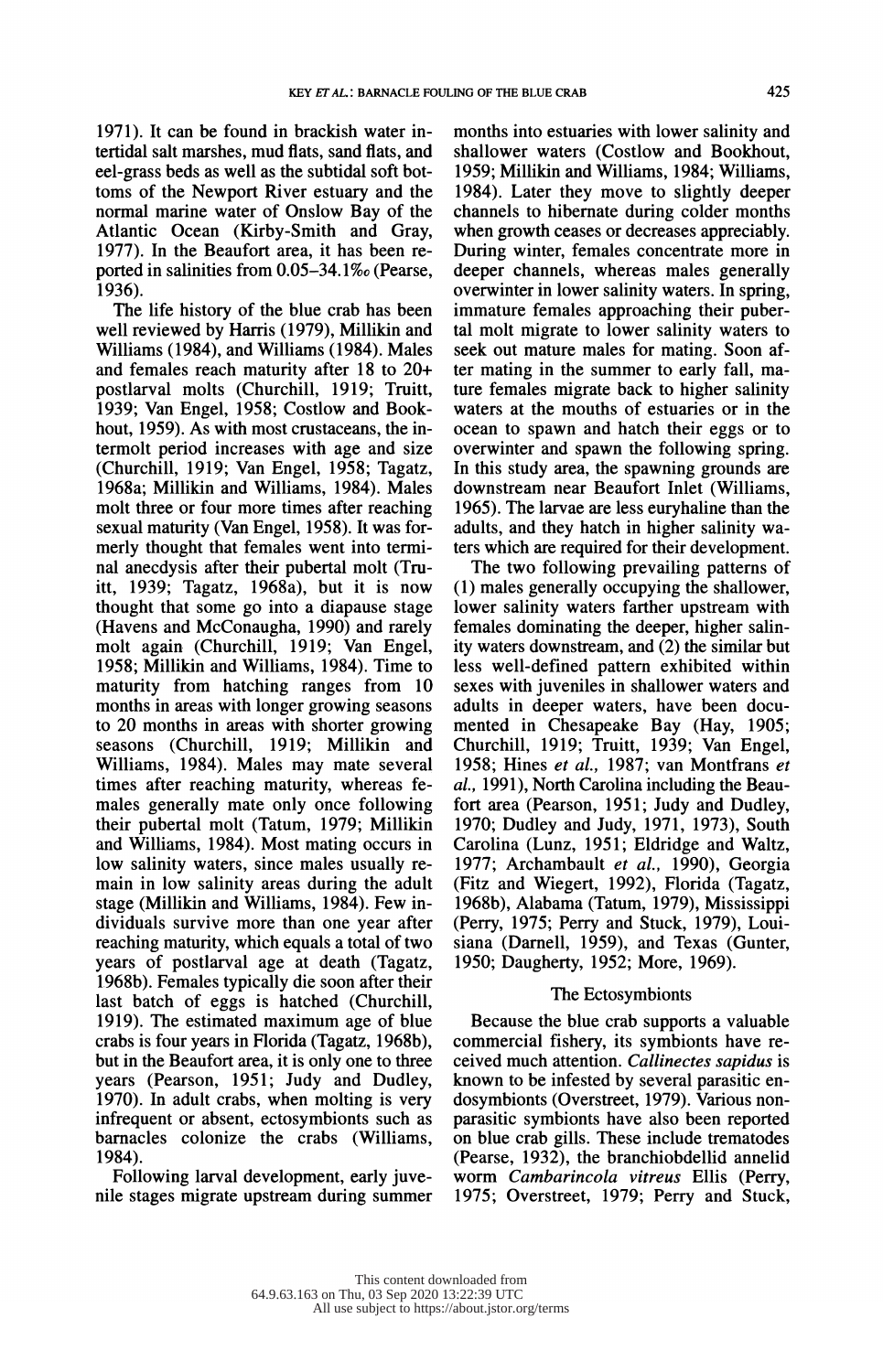1971). It can be found in brackish water intertidal salt marshes, mud flats, sand flats, and eel-grass beds as well as the subtidal soft bottoms of the Newport River estuary and the normal marine water of Onslow Bay of the Atlantic Ocean (Kirby-Smith and Gray, 1977). In the Beaufort area, it has been reported in salinities from 0.05–34.1‰ (Pearse, 1936).

The life history of the blue crab has been well reviewed by Harris (1979), Millikin and Williams (1984), and Williams (1984). Males and females reach maturity after 18 to 20+ postlarval molts (Churchill, 1919; Truitt, 1939; Van Engel, 1958; Costlow and Bookhout, 1959). As with most crustaceans, the intermolt period increases with age and size (Churchill, 1919; Van Engel, 1958; Tagatz, 1968a; Millikin and Williams, 1984). Males molt three or four more times after reaching sexual maturity (Van Engel, 1958). It was formerly thought that females went into terminal anecdysis after their pubertal molt (Truitt, 1939; Tagatz, 1968a), but it is now thought that some go into a diapause stage (Havens and McConaugha, 1990) and rarely molt again (Churchill, 1919; Van Engel, 1958; Millikin and Williams, 1984). Time to maturity from hatching ranges from 10 months in areas with longer growing seasons to 20 months in areas with shorter growing seasons (Churchill, 1919; Millikin and Williams, 1984). Males may mate several times after reaching maturity, whereas females generally mate only once following their pubertal molt (Tatum, 1979; Millikin and Williams, 1984). Most mating occurs in low salinity waters, since males usually remain in low salinity areas during the adult stage (Millikin and Williams, 1984). Few individuals survive more than one year after reaching maturity, which equals a total of two years of postlarval age at death (Tagatz, 1968b). Females typically die soon after their last batch of eggs is hatched (Churchill, 1919). The estimated maximum age of blue crabs is four years in Florida (Tagatz, 1968b), but in the Beaufort area, it is only one to three years (Pearson, 1951; Judy and Dudley, 1970). In adult crabs, when molting is very infrequent or absent, ectosymbionts such as barnacles colonize the crabs (Williams, 1984).

Following larval development, early juvenile stages migrate upstream during summer months into estuaries with lower salinity and shallower waters (Costlow and Bookhout, 1959; Millikin and Williams, 1984; Williams, 1984). Later they move to slightly deeper channels to hibernate during colder months when growth ceases or decreases appreciably. During winter, females concentrate more in deeper channels, whereas males generally overwinter in lower salinity waters. In spring, immature females approaching their pubertal molt migrate to lower salinity waters to seek out mature males for mating. Soon after mating in the summer to early fall, mature females migrate back to higher salinity waters at the mouths of estuaries or in the ocean to spawn and hatch their eggs or to overwinter and spawn the following spring. In this study area, the spawning grounds are downstream near Beaufort Inlet (Williams, 1965). The larvae are less euryhaline than the adults, and they hatch in higher salinity waters which are required for their development.

The two following prevailing patterns of (1) males generally occupying the shallower, lower salinity waters farther upstream with females dominating the deeper, higher salinity waters downstream, and (2) the similar but less well-defined pattern exhibited within sexes with juveniles in shallower waters and adults in deeper waters, have been documented in Chesapeake Bay (Hay, 1905; Churchill, 1919; Truitt, 1939; Van Engel, 1958; Hines *et al.*, 1987; van Montfrans *et al.*, 1991), North Carolina including the Beaufort area (Pearson, 1951; Judy and Dudley, 1970; Dudley and Judy, 1971, 1973), South Carolina (Lunz, 1951; Eldridge and Waltz, 1977; Archambault *et al.*, 1990), Georgia (Fitz and Wiegert, 1992), Florida (Tagatz, 1968b), Alabama (Tatum, 1979), Mississippi (Perry, 1975; Perry and Stuck, 1979), Louisiana (Darnell, 1959), and Texas (Gunter, 1950; Daugherty, 1952; More, 1969).

## The Ectosymbionts

Because the blue crab supports a valuable commercial fishery, its symbionts have received much attention. *Callinectes sapidus* is known to be infested by several parasitic endosymbionts (Overstreet, 1979). Various nonparasitic symbionts have also been reported on blue crab gills. These include trematodes (Pearse, 1932), the branchiobdellid annelid worm *Cambarincola vitreus* Ellis (Perry, 1975; Overstreet, 1979; Perry and Stuck,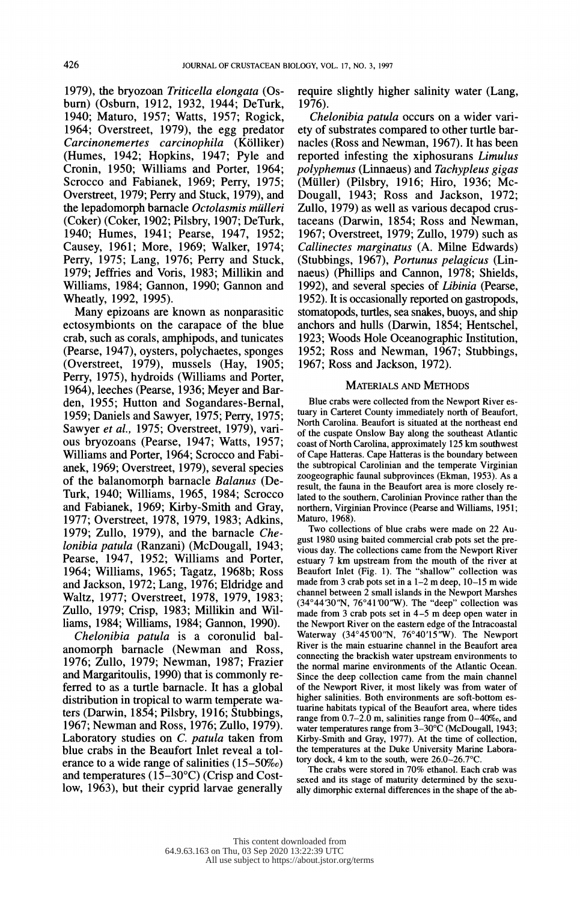1979), the bryozoan *Triticella elongata* (Osburn) (Osburn, 1912, 1932, 1944; DeTurk, 1940; Maturo, 1957; Watts, 1957; Rogick, 1964; Overstreet, 1979), the egg predator *Carcinonemertes carcinophila* (Kölliker) (Humes, 1942; Hopkins, 1947; Pyle and Cronin, 1950; Williams and Porter, 1964; Scrocco and Fabianek, 1969; Perry, 1975; Overstreet, 1979; Perry and Stuck, 1979), and the lepadomorph barnacle *Octolasmis mülleri* (Coker) (Coker, 1902; Pilsbry, 1907; DeTurk, 1940; Humes, 1941; Pearse, 1947, 1952; Causey, 1961; More, 1969; Walker, 1974; Perry, 1975; Lang, 1976; Perry and Stuck, 1979; Jeffries and Voris, 1983; Millikin and Williams, 1984; Gannon, 1990; Gannon and Wheatly, 1992, 1995).

Many epizoans are known as nonparasitic ectosymbionts on the carapace of the blue crab, such as corals, amphipods, and tunicates (Pearse, 1947), oysters, polychaetes, sponges (Overstreet, 1979), mussels (Hay, 1905; Perry, 1975), hydroids (Williams and Porter, 1964), leeches (Pearse, 1936; Meyer and Barden, 1955; Hutton and Sogandares-Bernal, 1959; Daniels and Sawyer, 1975; Perry, 1975; Sawyer *et al.*, 1975; Overstreet, 1979), various bryozoans (Pearse, 1947; Watts, 1957; Williams and Porter, 1964; Scrocco and Fabianek, 1969; Overstreet, 1979), several species of the balanomorph barnacle *Balanus* (DeTurk, 1940; Williams, 1965, 1984; Scrocco and Fabianek, 1969; Kirby-Smith and Gray, 1977; Overstreet, 1978, 1979, 1983; Adkins, 1979; Zullo, 1979), and the barnacle *Chelonibia patula* (Ranzani) (McDougall, 1943; Pearse, 1947, 1952; Williams and Porter, 1964; Williams, 1965; Tagatz, 1968b; Ross and Jackson, 1972; Lang, 1976; Eldridge and Waltz, 1977; Overstreet, 1978, 1979, 1983; Zullo, 1979; Crisp, 1983; Millikin and Williams, 1984; Williams, 1984; Gannon, 1990).

*Chelonibia patula* is a coronulid balanomorph barnacle (Newman and Ross, 1976; Zullo, 1979; Newman, 1987; Frazier and Margaritoulis, 1990) that is commonly referred to as a turtle barnacle. It has a global distribution in tropical to warm temperate waters (Darwin, 1854; Pilsbry, 1916; Stubbings, 1967; Newman and Ross, 1976; Zullo, 1979). Laboratory studies on *C. patula* taken from blue crabs in the Beaufort Inlet reveal a tolerance to a wide range of salinities (15–50‰) and temperatures (15–30°C) (Crisp and Costlow, 1963), but their cyprid larvae generally require slightly higher salinity water (Lang, 1976).

*Chelonibia patula* occurs on a wider variety of substrates compared to other turtle barnacles (Ross and Newman, 1967). It has been reported infesting the xiphosurans *Limulus polyphemus* (Linnaeus) and *Tachypleus gigas* (Müller) (Pilsbry, 1916; Hiro, 1936; McDougall, 1943; Ross and Jackson, 1972; Zullo, 1979) as well as various decapod crustaceans (Darwin, 1854; Ross and Newman, 1967; Overstreet, 1979; Zullo, 1979) such as *Callinectes marginatus* (A. Milne Edwards) (Stubbings, 1967), *Portunus pelagicus* (Linnaeus) (Phillips and Cannon, 1978; Shields, 1992), and several species of *Libinia* (Pearse, 1952). It is occasionally reported on gastropods, stomatopods, turtles, sea snakes, buoys, and ship anchors and hulls (Darwin, 1854; Hentschel, 1923; Woods Hole Oceanographic Institution, 1952; Ross and Newman, 1967; Stubbings, 1967; Ross and Jackson, 1972).

## Materials and Methods

Blue crabs were collected from the Newport River estuary in Carteret County immediately north of Beaufort, North Carolina. Beaufort is situated at the northeast end of the cuspate Onslow Bay along the southeast Atlantic coast of North Carolina, approximately 125 km southwest of Cape Hatteras. Cape Hatteras is the boundary between the subtropical Carolinian and the temperate Virginian zoogeographic faunal subprovinces (Ekman, 1953). As a result, the fauna in the Beaufort area is more closely related to the southern, Carolinian Province rather than the northern, Virginian Province (Pearse and Williams, 1951; Maturo, 1968).

Two collections of blue crabs were made on 22 August 1980 using baited commercial crab pots set the previous day. The collections came from the Newport River estuary 7 km upstream from the mouth of the river at Beaufort Inlet (Fig. 1). The "shallow" collection was made from 3 crab pots set in a 1–2 m deep, 10–15 m wide channel between 2 small islands in the Newport Marshes (34°44′30″N, 76°41′00″W). The "deep" collection was made from 3 crab pots set in 4–5 m deep open water in the Newport River on the eastern edge of the Intracoastal Waterway (34°45′00″N, 76°40′15″W). The Newport River is the main estuarine channel in the Beaufort area connecting the brackish water upstream environments to the normal marine environments of the Atlantic Ocean. Since the deep collection came from the main channel of the Newport River, it most likely was from water of higher salinities. Both environments are soft-bottom estuarine habitats typical of the Beaufort area, where tides range from 0.7–2.0 m, salinities range from 0–40‰, and water temperatures range from 3–30°C (McDougall, 1943; Kirby-Smith and Gray, 1977). At the time of collection, the temperatures at the Duke University Marine Laboratory dock, 4 km to the south, were 26.0–26.7°C.

The crabs were stored in 70% ethanol. Each crab was sexed and its stage of maturity determined by the sexually dimorphic external differences in the shape of the ab-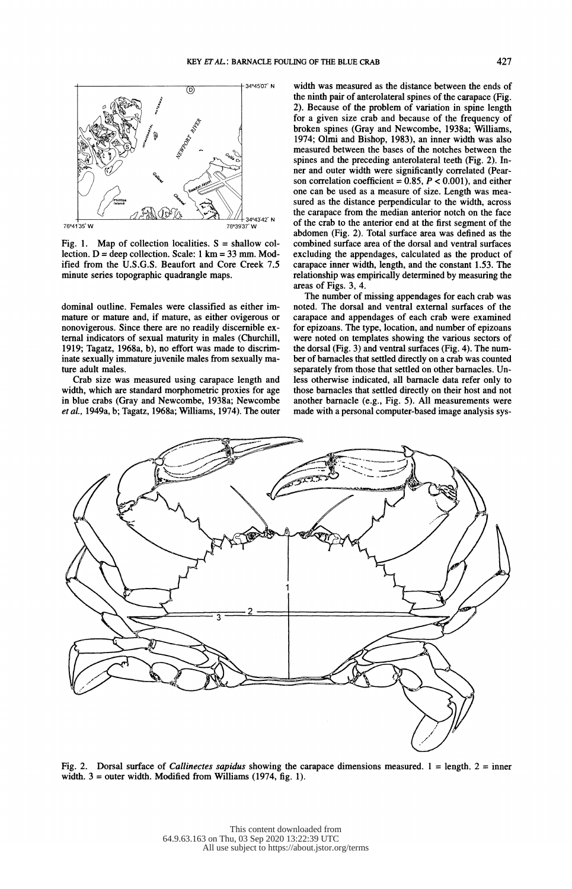Fig. 1. Map of collection localities. S = shallow collection. D = deep collection. Scale: 1 km = 33 mm. Modified from the U.S.G.S. Beaufort and Core Creek 7.5 minute series topographic quadrangle maps.

dominal outline. Females were classified as either immature or mature and, if mature, as either ovigerous or nonovigerous. Since there are no readily discernible external indicators of sexual maturity in males (Churchill, 1919; Tagatz, 1968a, b), no effort was made to discriminate sexually immature juvenile males from sexually mature adult males.

Crab size was measured using carapace length and width, which are standard morphometric proxies for age in blue crabs (Gray and Newcombe, 1938a; Newcombe *et al.*, 1949a, b; Tagatz, 1968a; Williams, 1974). The outer width was measured as the distance between the ends of the ninth pair of anterolateral spines of the carapace (Fig. 2). Because of the problem of variation in spine length for a given size crab and because of the frequency of broken spines (Gray and Newcombe, 1938a; Williams, 1974; Olmi and Bishop, 1983), an inner width was also measured between the bases of the notches between the spines and the preceding anterolateral teeth (Fig. 2). Inner and outer width were significantly correlated (Pearson correlation coefficient = 0.85, $P < 0.001$), and either one can be used as a measure of size. Length was measured as the distance perpendicular to the width, across the carapace from the median anterior notch on the face of the crab to the anterior end at the first segment of the abdomen (Fig. 2). Total surface area was defined as the combined surface area of the dorsal and ventral surfaces excluding the appendages, calculated as the product of carapace inner width, length, and the constant 1.53. The relationship was empirically determined by measuring the areas of Figs. 3, 4.

The number of missing appendages for each crab was noted. The dorsal and ventral external surfaces of the carapace and appendages of each crab were examined for epizoans. The type, location, and number of epizoans were noted on templates showing the various sectors of the dorsal (Fig. 3) and ventral surfaces (Fig. 4). The number of barnacles that settled directly on a crab was counted separately from those that settled on other barnacles. Unless otherwise indicated, all barnacle data refer only to those barnacles that settled directly on their host and not another barnacle (e.g., Fig. 5). All measurements were made with a personal computer-based image analysis sys-

Fig. 2. Dorsal surface of *Callinectes sapidus* showing the carapace dimensions measured. 1 = length. 2 = inner width. 3 = outer width. Modified from Williams (1974, fig. 1).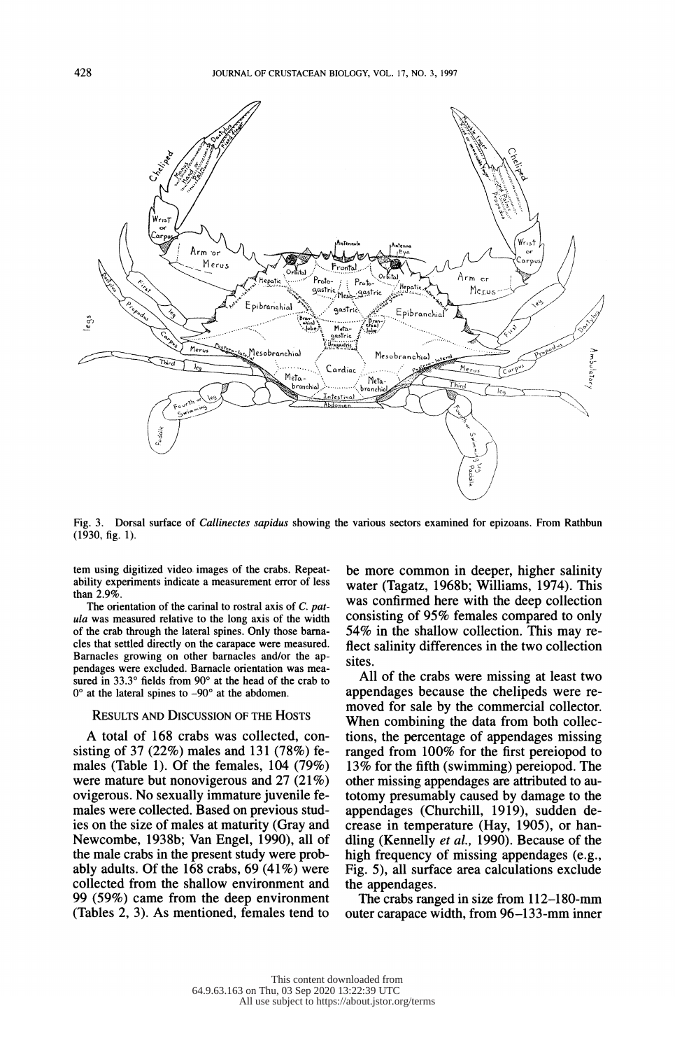Fig. 3. Dorsal surface of *Callinectes sapidus* showing the various sectors examined for epizoans. From Rathbun (1930, fig. 1).

tem using digitized video images of the crabs. Repeatability experiments indicate a measurement error of less than 2.9%.

The orientation of the carinal to rostral axis of *C. patula* was measured relative to the long axis of the width of the crab through the lateral spines. Only those barnacles that settled directly on the carapace were measured. Barnacles growing on other barnacles and/or the appendages were excluded. Barnacle orientation was measured in 33.3° fields from 90° at the head of the crab to 0° at the lateral spines to −90° at the abdomen.

## RESULTS AND DISCUSSION OF THE HOSTS

A total of 168 crabs was collected, consisting of 37 (22%) males and 131 (78%) females (Table 1). Of the females, 104 (79%) were mature but nonovigerous and 27 (21%) ovigerous. No sexually immature juvenile females were collected. Based on previous studies on the size of males at maturity (Gray and Newcombe, 1938b; Van Engel, 1990), all of the male crabs in the present study were probably adults. Of the 168 crabs, 69 (41%) were collected from the shallow environment and 99 (59%) came from the deep environment (Tables 2, 3). As mentioned, females tend to be more common in deeper, higher salinity water (Tagatz, 1968b; Williams, 1974). This was confirmed here with the deep collection consisting of 95% females compared to only 54% in the shallow collection. This may reflect salinity differences in the two collection sites.

All of the crabs were missing at least two appendages because the chelipeds were removed for sale by the commercial collector. When combining the data from both collections, the percentage of appendages missing ranged from 100% for the first pereiopod to 13% for the fifth (swimming) pereiopod. The other missing appendages are attributed to autotomy presumably caused by damage to the appendages (Churchill, 1919), sudden decrease in temperature (Hay, 1905), or handling (Kennelly *et al.*, 1990). Because of the high frequency of missing appendages (e.g., Fig. 5), all surface area calculations exclude the appendages.

The crabs ranged in size from 112–180-mm outer carapace width, from 96–133-mm inner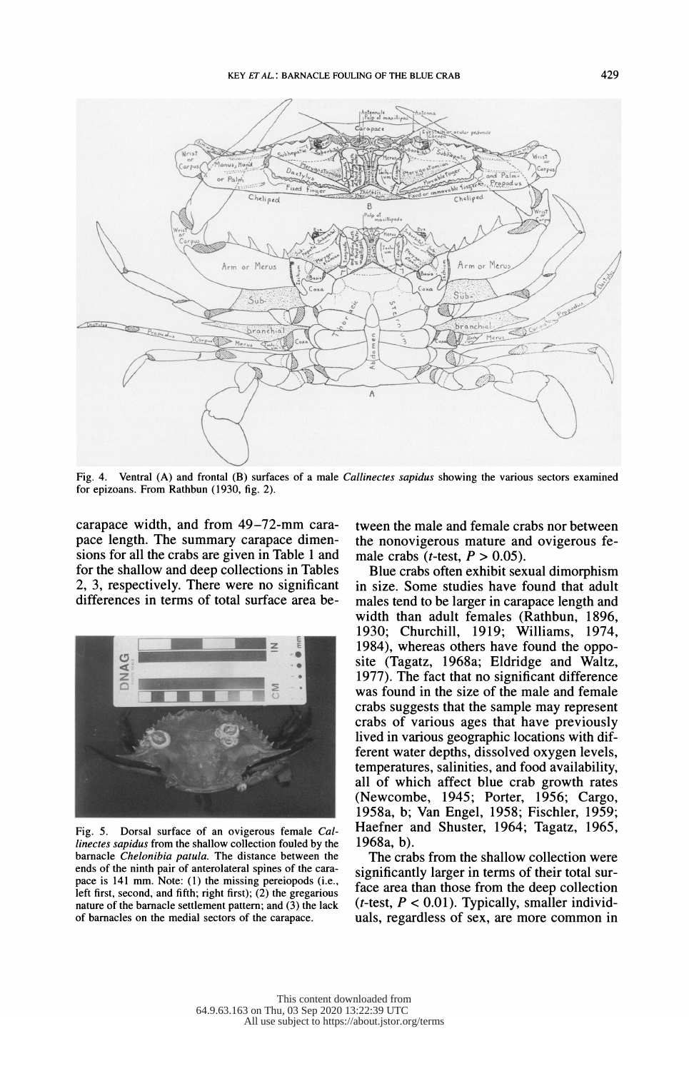Fig. 4. Ventral (A) and frontal (B) surfaces of a male *Callinectes sapidus* showing the various sectors examined for epizoans. From Rathbun (1930, fig. 2).

carapace width, and from 49–72-mm carapace length. The summary carapace dimensions for all the crabs are given in Table 1 and for the shallow and deep collections in Tables 2, 3, respectively. There were no significant differences in terms of total surface area between the male and female crabs nor between the nonovigerous mature and ovigerous female crabs ($t$-test, $P > 0.05$).

Blue crabs often exhibit sexual dimorphism in size. Some studies have found that adult males tend to be larger in carapace length and width than adult females (Rathbun, 1896, 1930; Churchill, 1919; Williams, 1974, 1984), whereas others have found the opposite (Tagatz, 1968a; Eldridge and Waltz, 1977). The fact that no significant difference was found in the size of the male and female crabs suggests that the sample may represent crabs of various ages that have previously lived in various geographic locations with different water depths, dissolved oxygen levels, temperatures, salinities, and food availability, all of which affect blue crab growth rates (Newcombe, 1945; Porter, 1956; Cargo, 1958a, b; Van Engel, 1958; Fischler, 1959; Haefner and Shuster, 1964; Tagatz, 1965, 1968a, b).

The crabs from the shallow collection were significantly larger in terms of their total surface area than those from the deep collection ($t$-test, $P < 0.01$). Typically, smaller individuals, regardless of sex, are more common in

Fig. 5. Dorsal surface of an ovigerous female *Callinectes sapidus* from the shallow collection fouled by the barnacle *Chelonibia patula*. The distance between the ends of the ninth pair of anterolateral spines of the carapace is 141 mm. Note: (1) the missing pereiopods (i.e., left first, second, and fifth; right first); (2) the gregarious nature of the barnacle settlement pattern; and (3) the lack of barnacles on the medial sectors of the carapace.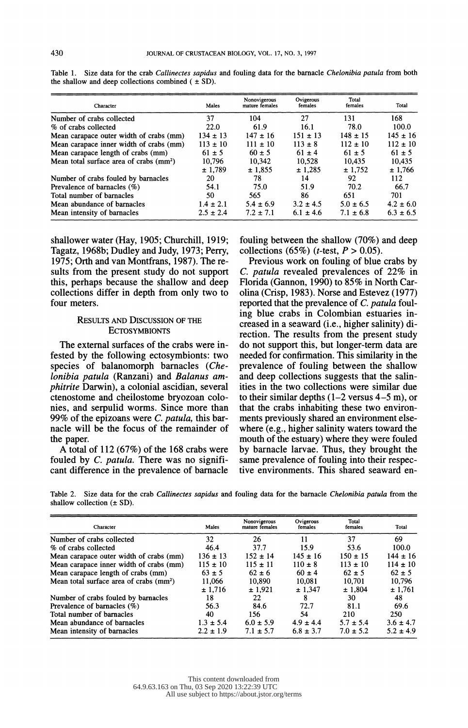Table 1. Size data for the crab *Callinectes sapidus* and fouling data for the barnacle *Chelonibia patula* from both the shallow and deep collections combined ( ± SD).

| Character | Males | Nonovigerous mature females | Ovigerous females | Total females | Total |
|---|---|---|---|---|---|
| Number of crabs collected | 37 | 104 | 27 | 131 | 168 |
| % of crabs collected | 22.0 | 61.9 | 16.1 | 78.0 | 100.0 |
| Mean carapace outer width of crabs (mm) | 134 ± 13 | 147 ± 16 | 151 ± 13 | 148 ± 15 | 145 ± 16 |
| Mean carapace inner width of crabs (mm) | 113 ± 10 | 111 ± 10 | 113 ± 8 | 112 ± 10 | 112 ± 10 |
| Mean carapace length of crabs (mm) | 61 ± 5 | 60 ± 5 | 61 ± 4 | 61 ± 5 | 61 ± 5 |
| Mean total surface area of crabs (mm²) | 10,796 ± 1,789 | 10,342 ± 1,855 | 10,528 ± 1,285 | 10,435 ± 1,752 | 10,435 ± 1,766 |
| Number of crabs fouled by barnacles | 20 | 78 | 14 | 92 | 112 |
| Prevalence of barnacles (%) | 54.1 | 75.0 | 51.9 | 70.2 | 66.7 |
| Total number of barnacles | 50 | 565 | 86 | 651 | 701 |
| Mean abundance of barnacles | 1.4 ± 2.1 | 5.4 ± 6.9 | 3.2 ± 4.5 | 5.0 ± 6.5 | 4.2 ± 6.0 |
| Mean intensity of barnacles | 2.5 ± 2.4 | 7.2 ± 7.1 | 6.1 ± 4.6 | 7.1 ± 6.8 | 6.3 ± 6.5 |

shallower water (Hay, 1905; Churchill, 1919; Tagatz, 1968b; Dudley and Judy, 1973; Perry, 1975; Orth and van Montfrans, 1987). The results from the present study do not support this, perhaps because the shallow and deep collections differ in depth from only two to four meters.

## Results and Discussion of the Ectosymbionts

The external surfaces of the crabs were infested by the following ectosymbionts: two species of balanomorph barnacles (*Chelonibia patula* (Ranzani) and *Balanus amphitrite* Darwin), a colonial ascidian, several ctenostome and cheilostome bryozoan colonies, and serpulid worms. Since more than 99% of the epizoans were *C. patula,* this barnacle will be the focus of the remainder of the paper.

A total of 112 (67%) of the 168 crabs were fouled by *C. patula*. There was no significant difference in the prevalence of barnacle fouling between the shallow (70%) and deep collections (65%) (*t*-test, $P > 0.05$).

Previous work on fouling of blue crabs by *C. patula* revealed prevalences of 22% in Florida (Gannon, 1990) to 85% in North Carolina (Crisp, 1983). Norse and Estevez (1977) reported that the prevalence of *C. patula* fouling blue crabs in Colombian estuaries increased in a seaward (i.e., higher salinity) direction. The results from the present study do not support this, but longer-term data are needed for confirmation. This similarity in the prevalence of fouling between the shallow and deep collections suggests that the salinities in the two collections were similar due to their similar depths (1–2 versus 4–5 m), or that the crabs inhabiting these two environments previously shared an environment elsewhere (e.g., higher salinity waters toward the mouth of the estuary) where they were fouled by barnacle larvae. Thus, they brought the same prevalence of fouling into their respective environments. This shared seaward en-

Table 2. Size data for the crab *Callinectes sapidus* and fouling data for the barnacle *Chelonibia patula* from the shallow collection (± SD).

| Character | Males | Nonovigerous mature females | Ovigerous females | Total females | Total |
|---|---|---|---|---|---|
| Number of crabs collected | 32 | 26 | 11 | 37 | 69 |
| % of crabs collected | 46.4 | 37.7 | 15.9 | 53.6 | 100.0 |
| Mean carapace outer width of crabs (mm) | 136 ± 13 | 152 ± 14 | 145 ± 16 | 150 ± 15 | 144 ± 16 |
| Mean carapace inner width of crabs (mm) | 115 ± 10 | 115 ± 11 | 110 ± 8 | 113 ± 10 | 114 ± 10 |
| Mean carapace length of crabs (mm) | 63 ± 5 | 62 ± 6 | 60 ± 4 | 62 ± 5 | 62 ± 5 |
| Mean total surface area of crabs (mm²) | 11,066 ± 1,716 | 10,890 ± 1,921 | 10,081 ± 1,347 | 10,701 ± 1,804 | 10,796 ± 1,761 |
| Number of crabs fouled by barnacles | 18 | 22 | 8 | 30 | 48 |
| Prevalence of barnacles (%) | 56.3 | 84.6 | 72.7 | 81.1 | 69.6 |
| Total number of barnacles | 40 | 156 | 54 | 210 | 250 |
| Mean abundance of barnacles | 1.3 ± 5.4 | 6.0 ± 5.9 | 4.9 ± 4.4 | 5.7 ± 5.4 | 3.6 ± 4.7 |
| Mean intensity of barnacles | 2.2 ± 1.9 | 7.1 ± 5.7 | 6.8 ± 3.7 | 7.0 ± 5.2 | 5.2 ± 4.9 |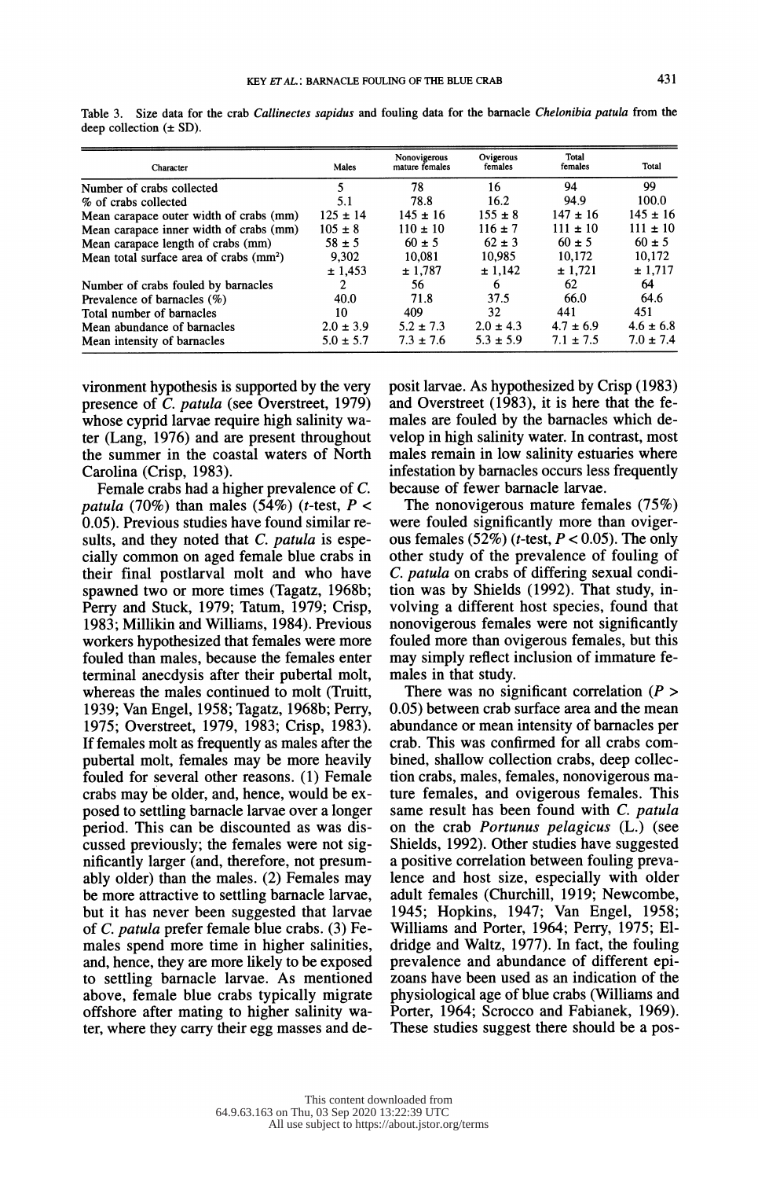Table 3. Size data for the crab *Callinectes sapidus* and fouling data for the barnacle *Chelonibia patula* from the deep collection (± SD).

| Character | Males | Nonovigerous mature females | Ovigerous females | Total females | Total |
|---|---|---|---|---|---|
| Number of crabs collected | 5 | 78 | 16 | 94 | 99 |
| % of crabs collected | 5.1 | 78.8 | 16.2 | 94.9 | 100.0 |
| Mean carapace outer width of crabs (mm) | 125 ± 14 | 145 ± 16 | 155 ± 8 | 147 ± 16 | 145 ± 16 |
| Mean carapace inner width of crabs (mm) | 105 ± 8 | 110 ± 10 | 116 ± 7 | 111 ± 10 | 111 ± 10 |
| Mean carapace length of crabs (mm) | 58 ± 5 | 60 ± 5 | 62 ± 3 | 60 ± 5 | 60 ± 5 |
| Mean total surface area of crabs (mm²) | 9,302 ± 1,453 | 10,081 ± 1,787 | 10,985 ± 1,142 | 10,172 ± 1,721 | 10,172 ± 1,717 |
| Number of crabs fouled by barnacles | 2 | 56 | 6 | 62 | 64 |
| Prevalence of barnacles (%) | 40.0 | 71.8 | 37.5 | 66.0 | 64.6 |
| Total number of barnacles | 10 | 409 | 32 | 441 | 451 |
| Mean abundance of barnacles | 2.0 ± 3.9 | 5.2 ± 7.3 | 2.0 ± 4.3 | 4.7 ± 6.9 | 4.6 ± 6.8 |
| Mean intensity of barnacles | 5.0 ± 5.7 | 7.3 ± 7.6 | 5.3 ± 5.9 | 7.1 ± 7.5 | 7.0 ± 7.4 |

vironment hypothesis is supported by the very presence of *C. patula* (see Overstreet, 1979) whose cyprid larvae require high salinity water (Lang, 1976) and are present throughout the summer in the coastal waters of North Carolina (Crisp, 1983).

Female crabs had a higher prevalence of *C. patula* (70%) than males (54%) (*t*-test, $P < 0.05$). Previous studies have found similar results, and they noted that *C. patula* is especially common on aged female blue crabs in their final postlarval molt and who have spawned two or more times (Tagatz, 1968b; Perry and Stuck, 1979; Tatum, 1979; Crisp, 1983; Millikin and Williams, 1984). Previous workers hypothesized that females were more fouled than males, because the females enter terminal anecdysis after their pubertal molt, whereas the males continued to molt (Truitt, 1939; Van Engel, 1958; Tagatz, 1968b; Perry, 1975; Overstreet, 1979, 1983; Crisp, 1983). If females molt as frequently as males after the pubertal molt, females may be more heavily fouled for several other reasons. (1) Female crabs may be older, and, hence, would be exposed to settling barnacle larvae over a longer period. This can be discounted as was discussed previously; the females were not significantly larger (and, therefore, not presumably older) than the males. (2) Females may be more attractive to settling barnacle larvae, but it has never been suggested that larvae of *C. patula* prefer female blue crabs. (3) Females spend more time in higher salinities, and, hence, they are more likely to be exposed to settling barnacle larvae. As mentioned above, female blue crabs typically migrate offshore after mating to higher salinity water, where they carry their egg masses and deposit larvae. As hypothesized by Crisp (1983) and Overstreet (1983), it is here that the females are fouled by the barnacles which develop in high salinity water. In contrast, most males remain in low salinity estuaries where infestation by barnacles occurs less frequently because of fewer barnacle larvae.

The nonovigerous mature females (75%) were fouled significantly more than ovigerous females (52%) (*t*-test, $P < 0.05$). The only other study of the prevalence of fouling of *C. patula* on crabs of differing sexual condition was by Shields (1992). That study, involving a different host species, found that nonovigerous females were not significantly fouled more than ovigerous females, but this may simply reflect inclusion of immature females in that study.

There was no significant correlation ($P > 0.05$) between crab surface area and the mean abundance or mean intensity of barnacles per crab. This was confirmed for all crabs combined, shallow collection crabs, deep collection crabs, males, females, nonovigerous mature females, and ovigerous females. This same result has been found with *C. patula* on the crab *Portunus pelagicus* (L.) (see Shields, 1992). Other studies have suggested a positive correlation between fouling prevalence and host size, especially with older adult females (Churchill, 1919; Newcombe, 1945; Hopkins, 1947; Van Engel, 1958; Williams and Porter, 1964; Perry, 1975; Eldridge and Waltz, 1977). In fact, the fouling prevalence and abundance of different epizoans have been used as an indication of the physiological age of blue crabs (Williams and Porter, 1964; Scrocco and Fabianek, 1969). These studies suggest there should be a pos-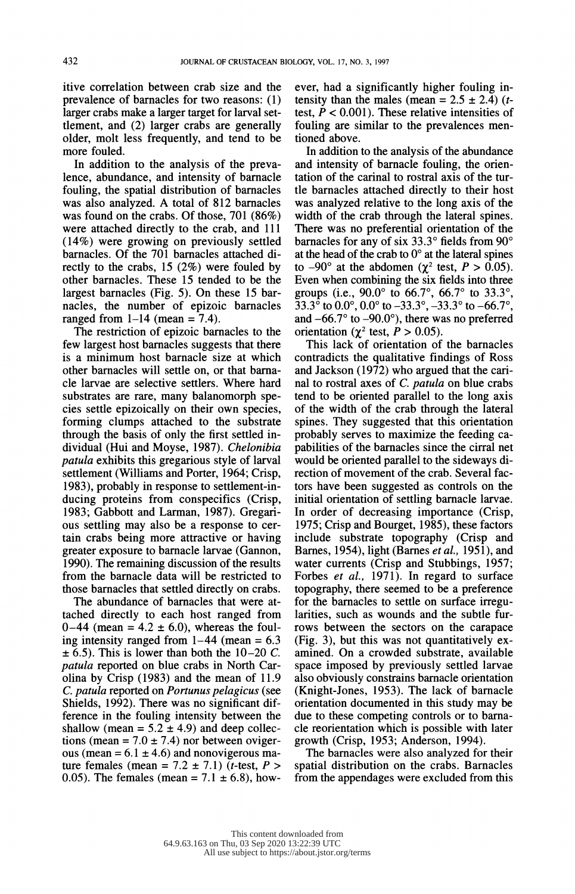itive correlation between crab size and the prevalence of barnacles for two reasons: (1) larger crabs make a larger target for larval settlement, and (2) larger crabs are generally older, molt less frequently, and tend to be more fouled.

In addition to the analysis of the prevalence, abundance, and intensity of barnacle fouling, the spatial distribution of barnacles was also analyzed. A total of 812 barnacles was found on the crabs. Of those, 701 (86%) were attached directly to the crab, and 111 (14%) were growing on previously settled barnacles. Of the 701 barnacles attached directly to the crabs, 15 (2%) were fouled by other barnacles. These 15 tended to be the largest barnacles (Fig. 5). On these 15 barnacles, the number of epizoic barnacles ranged from 1–14 (mean = 7.4).

The restriction of epizoic barnacles to the few largest host barnacles suggests that there is a minimum host barnacle size at which other barnacles will settle on, or that barnacle larvae are selective settlers. Where hard substrates are rare, many balanomorph species settle epizoically on their own species, forming clumps attached to the substrate through the basis of only the first settled individual (Hui and Moyse, 1987). *Chelonibia patula* exhibits this gregarious style of larval settlement (Williams and Porter, 1964; Crisp, 1983), probably in response to settlement-inducing proteins from conspecifics (Crisp, 1983; Gabbott and Larman, 1987). Gregarious settling may also be a response to certain crabs being more attractive or having greater exposure to barnacle larvae (Gannon, 1990). The remaining discussion of the results from the barnacle data will be restricted to those barnacles that settled directly on crabs.

The abundance of barnacles that were attached directly to each host ranged from 0–44 (mean = 4.2 ± 6.0), whereas the fouling intensity ranged from 1–44 (mean = 6.3 ± 6.5). This is lower than both the 10–20 *C. patula* reported on blue crabs in North Carolina by Crisp (1983) and the mean of 11.9 *C. patula* reported on *Portunus pelagicus* (see Shields, 1992). There was no significant difference in the fouling intensity between the shallow (mean = 5.2 ± 4.9) and deep collections (mean = 7.0 ± 7.4) nor between ovigerous (mean = 6.1 ± 4.6) and nonovigerous mature females (mean = 7.2 ± 7.1) (*t*-test, $P > 0.05$). The females (mean = 7.1 ± 6.8), however, had a significantly higher fouling intensity than the males (mean = 2.5 ± 2.4) (*t*-test, $P < 0.001$). These relative intensities of fouling are similar to the prevalences mentioned above.

In addition to the analysis of the abundance and intensity of barnacle fouling, the orientation of the carinal to rostral axis of the turtle barnacles attached directly to their host was analyzed relative to the long axis of the width of the crab through the lateral spines. There was no preferential orientation of the barnacles for any of six 33.3° fields from 90° at the head of the crab to 0° at the lateral spines to −90° at the abdomen ($\chi^2$ test, $P > 0.05$). Even when combining the six fields into three groups (i.e., 90.0° to 66.7°, 66.7° to 33.3°, 33.3° to 0.0°, 0.0° to −33.3°, −33.3° to −66.7°, and −66.7° to −90.0°), there was no preferred orientation ($\chi^2$ test, $P > 0.05$).

This lack of orientation of the barnacles contradicts the qualitative findings of Ross and Jackson (1972) who argued that the carinal to rostral axes of *C. patula* on blue crabs tend to be oriented parallel to the long axis of the width of the crab through the lateral spines. They suggested that this orientation probably serves to maximize the feeding capabilities of the barnacles since the cirral net would be oriented parallel to the sideways direction of movement of the crab. Several factors have been suggested as controls on the initial orientation of settling barnacle larvae. In order of decreasing importance (Crisp, 1975; Crisp and Bourget, 1985), these factors include substrate topography (Crisp and Barnes, 1954), light (Barnes *et al.,* 1951), and water currents (Crisp and Stubbings, 1957; Forbes *et al.,* 1971). In regard to surface topography, there seemed to be a preference for the barnacles to settle on surface irregularities, such as wounds and the subtle furrows between the sectors on the carapace (Fig. 3), but this was not quantitatively examined. On a crowded substrate, available space imposed by previously settled larvae also obviously constrains barnacle orientation (Knight-Jones, 1953). The lack of barnacle orientation documented in this study may be due to these competing controls or to barnacle reorientation which is possible with later growth (Crisp, 1953; Anderson, 1994).

The barnacles were also analyzed for their spatial distribution on the crabs. Barnacles from the appendages were excluded from this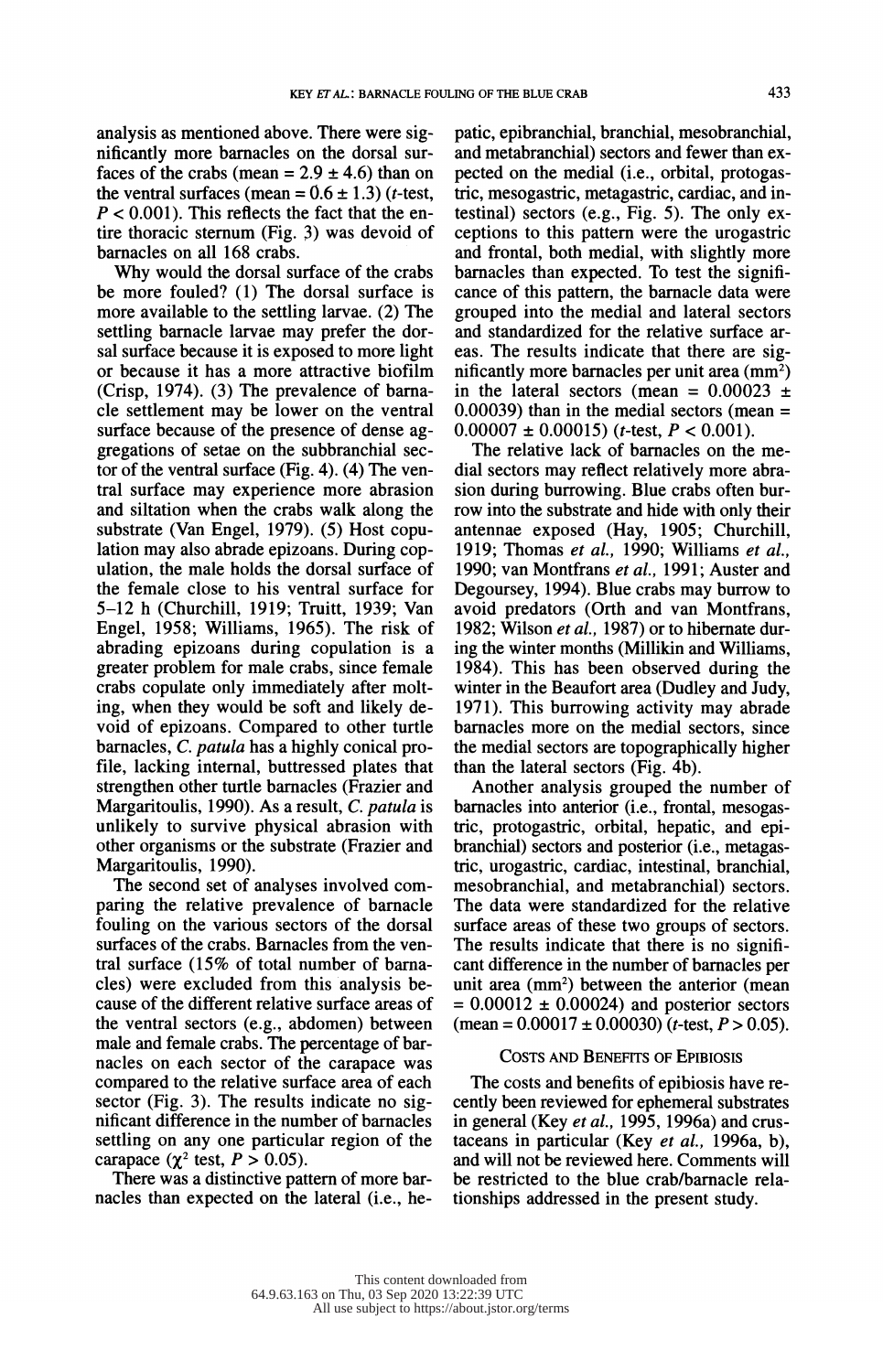analysis as mentioned above. There were significantly more barnacles on the dorsal surfaces of the crabs (mean = 2.9 ± 4.6) than on the ventral surfaces (mean = 0.6 ± 1.3) ($t$-test, $P < 0.001$). This reflects the fact that the entire thoracic sternum (Fig. 3) was devoid of barnacles on all 168 crabs.

Why would the dorsal surface of the crabs be more fouled? (1) The dorsal surface is more available to the settling larvae. (2) The settling barnacle larvae may prefer the dorsal surface because it is exposed to more light or because it has a more attractive biofilm (Crisp, 1974). (3) The prevalence of barnacle settlement may be lower on the ventral surface because of the presence of dense aggregations of setae on the subbranchial sector of the ventral surface (Fig. 4). (4) The ventral surface may experience more abrasion and siltation when the crabs walk along the substrate (Van Engel, 1979). (5) Host copulation may also abrade epizoans. During copulation, the male holds the dorsal surface of the female close to his ventral surface for 5–12 h (Churchill, 1919; Truitt, 1939; Van Engel, 1958; Williams, 1965). The risk of abrading epizoans during copulation is a greater problem for male crabs, since female crabs copulate only immediately after molting, when they would be soft and likely devoid of epizoans. Compared to other turtle barnacles, *C. patula* has a highly conical profile, lacking internal, buttressed plates that strengthen other turtle barnacles (Frazier and Margaritoulis, 1990). As a result, *C. patula* is unlikely to survive physical abrasion with other organisms or the substrate (Frazier and Margaritoulis, 1990).

The second set of analyses involved comparing the relative prevalence of barnacle fouling on the various sectors of the dorsal surfaces of the crabs. Barnacles from the ventral surface (15% of total number of barnacles) were excluded from this analysis because of the different relative surface areas of the ventral sectors (e.g., abdomen) between male and female crabs. The percentage of barnacles on each sector of the carapace was compared to the relative surface area of each sector (Fig. 3). The results indicate no significant difference in the number of barnacles settling on any one particular region of the carapace ($\chi^2$ test, $P > 0.05$).

There was a distinctive pattern of more barnacles than expected on the lateral (i.e., hepatic, epibranchial, branchial, mesobranchial, and metabranchial) sectors and fewer than expected on the medial (i.e., orbital, protogastric, mesogastric, metagastric, cardiac, and intestinal) sectors (e.g., Fig. 5). The only exceptions to this pattern were the urogastric and frontal, both medial, with slightly more barnacles than expected. To test the significance of this pattern, the barnacle data were grouped into the medial and lateral sectors and standardized for the relative surface areas. The results indicate that there are significantly more barnacles per unit area ($mm^2$) in the lateral sectors (mean = 0.00023 ± 0.00039) than in the medial sectors (mean = 0.00007 ± 0.00015) ($t$-test, $P < 0.001$).

The relative lack of barnacles on the medial sectors may reflect relatively more abrasion during burrowing. Blue crabs often burrow into the substrate and hide with only their antennae exposed (Hay, 1905; Churchill, 1919; Thomas *et al.*, 1990; Williams *et al.*, 1990; van Montfrans *et al.*, 1991; Auster and Degoursey, 1994). Blue crabs may burrow to avoid predators (Orth and van Montfrans, 1982; Wilson *et al.*, 1987) or to hibernate during the winter months (Millikin and Williams, 1984). This has been observed during the winter in the Beaufort area (Dudley and Judy, 1971). This burrowing activity may abrade barnacles more on the medial sectors, since the medial sectors are topographically higher than the lateral sectors (Fig. 4b).

Another analysis grouped the number of barnacles into anterior (i.e., frontal, mesogastric, protogastric, orbital, hepatic, and epibranchial) sectors and posterior (i.e., metagastric, urogastric, cardiac, intestinal, branchial, mesobranchial, and metabranchial) sectors. The data were standardized for the relative surface areas of these two groups of sectors. The results indicate that there is no significant difference in the number of barnacles per unit area ($mm^2$) between the anterior (mean = 0.00012 ± 0.00024) and posterior sectors (mean = 0.00017 ± 0.00030) ($t$-test, $P > 0.05$).

## Costs and Benefits of Epibiosis

The costs and benefits of epibiosis have recently been reviewed for ephemeral substrates in general (Key *et al.*, 1995, 1996a) and crustaceans in particular (Key *et al.*, 1996a, b), and will not be reviewed here. Comments will be restricted to the blue crab/barnacle relationships addressed in the present study.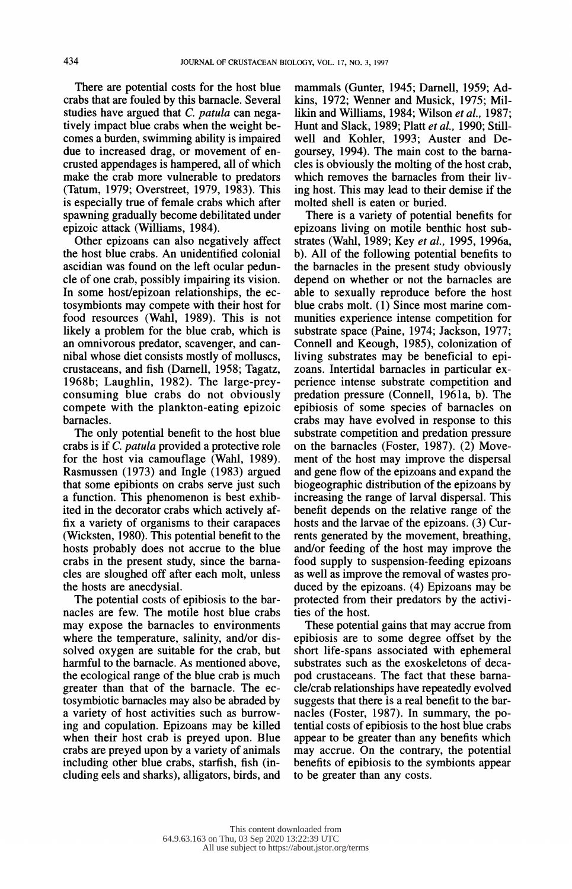There are potential costs for the host blue crabs that are fouled by this barnacle. Several studies have argued that *C. patula* can negatively impact blue crabs when the weight becomes a burden, swimming ability is impaired due to increased drag, or movement of encrusted appendages is hampered, all of which make the crab more vulnerable to predators (Tatum, 1979; Overstreet, 1979, 1983). This is especially true of female crabs which after spawning gradually become debilitated under epizoic attack (Williams, 1984).

Other epizoans can also negatively affect the host blue crabs. An unidentified colonial ascidian was found on the left ocular peduncle of one crab, possibly impairing its vision. In some host/epizoan relationships, the ectosymbionts may compete with their host for food resources (Wahl, 1989). This is not likely a problem for the blue crab, which is an omnivorous predator, scavenger, and cannibal whose diet consists mostly of molluscs, crustaceans, and fish (Darnell, 1958; Tagatz, 1968b; Laughlin, 1982). The large-prey-consuming blue crabs do not obviously compete with the plankton-eating epizoic barnacles.

The only potential benefit to the host blue crabs is if *C. patula* provided a protective role for the host via camouflage (Wahl, 1989). Rasmussen (1973) and Ingle (1983) argued that some epibionts on crabs serve just such a function. This phenomenon is best exhibited in the decorator crabs which actively affix a variety of organisms to their carapaces (Wicksten, 1980). This potential benefit to the hosts probably does not accrue to the blue crabs in the present study, since the barnacles are sloughed off after each molt, unless the hosts are anecdysial.

The potential costs of epibiosis to the barnacles are few. The motile host blue crabs may expose the barnacles to environments where the temperature, salinity, and/or dissolved oxygen are suitable for the crab, but harmful to the barnacle. As mentioned above, the ecological range of the blue crab is much greater than that of the barnacle. The ectosymbiotic barnacles may also be abraded by a variety of host activities such as burrowing and copulation. Epizoans may be killed when their host crab is preyed upon. Blue crabs are preyed upon by a variety of animals including other blue crabs, starfish, fish (including eels and sharks), alligators, birds, and mammals (Gunter, 1945; Darnell, 1959; Adkins, 1972; Wenner and Musick, 1975; Millikin and Williams, 1984; Wilson *et al.*, 1987; Hunt and Slack, 1989; Platt *et al.*, 1990; Stillwell and Kohler, 1993; Auster and Degoursey, 1994). The main cost to the barnacles is obviously the molting of the host crab, which removes the barnacles from their living host. This may lead to their demise if the molted shell is eaten or buried.

There is a variety of potential benefits for epizoans living on motile benthic host substrates (Wahl, 1989; Key *et al.*, 1995, 1996a, b). All of the following potential benefits to the barnacles in the present study obviously depend on whether or not the barnacles are able to sexually reproduce before the host blue crabs molt. (1) Since most marine communities experience intense competition for substrate space (Paine, 1974; Jackson, 1977; Connell and Keough, 1985), colonization of living substrates may be beneficial to epizoans. Intertidal barnacles in particular experience intense substrate competition and predation pressure (Connell, 1961a, b). The epibiosis of some species of barnacles on crabs may have evolved in response to this substrate competition and predation pressure on the barnacles (Foster, 1987). (2) Movement of the host may improve the dispersal and gene flow of the epizoans and expand the biogeographic distribution of the epizoans by increasing the range of larval dispersal. This benefit depends on the relative range of the hosts and the larvae of the epizoans. (3) Currents generated by the movement, breathing, and/or feeding of the host may improve the food supply to suspension-feeding epizoans as well as improve the removal of wastes produced by the epizoans. (4) Epizoans may be protected from their predators by the activities of the host.

These potential gains that may accrue from epibiosis are to some degree offset by the short life-spans associated with ephemeral substrates such as the exoskeletons of decapod crustaceans. The fact that these barnacle/crab relationships have repeatedly evolved suggests that there is a real benefit to the barnacles (Foster, 1987). In summary, the potential costs of epibiosis to the host blue crabs appear to be greater than any benefits which may accrue. On the contrary, the potential benefits of epibiosis to the symbionts appear to be greater than any costs.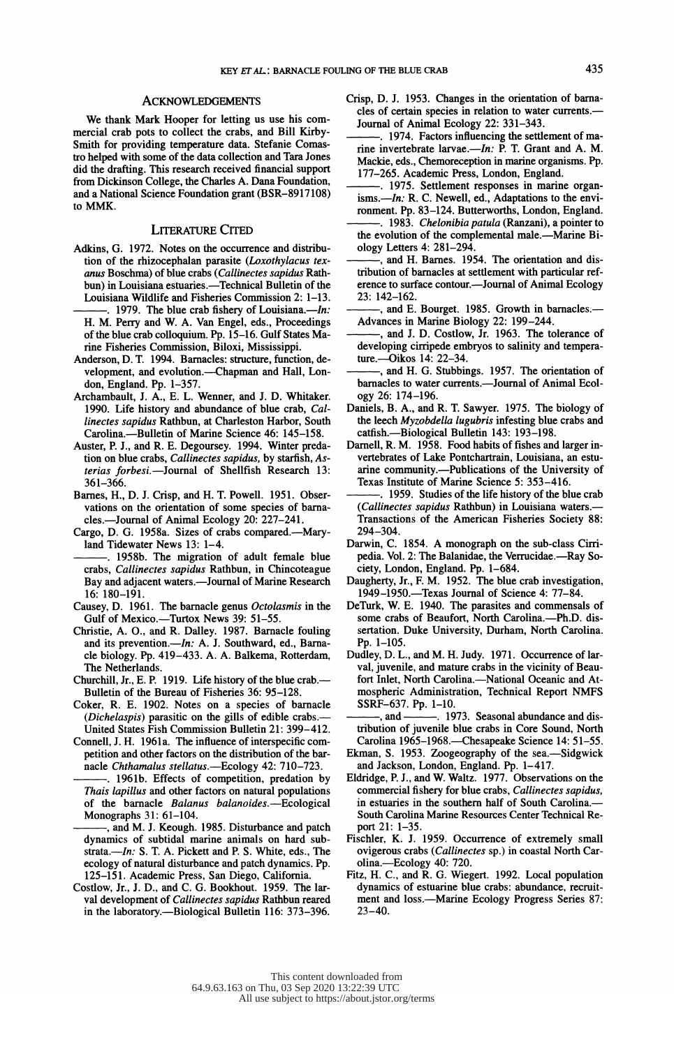## Acknowledgements

We thank Mark Hooper for letting us use his commercial crab pots to collect the crabs, and Bill Kirby-Smith for providing temperature data. Stefanie Comastro helped with some of the data collection and Tara Jones did the drafting. This research received financial support from Dickinson College, the Charles A. Dana Foundation, and a National Science Foundation grant (BSR-8917108) to MMK.

## Literature Cited

Adkins, G. 1972. Notes on the occurrence and distribution of the rhizocephalan parasite (*Loxothylacus texanus* Boschma) of blue crabs (*Callinectes sapidus* Rathbun) in Louisiana estuaries.—Technical Bulletin of the Louisiana Wildlife and Fisheries Commission 2: 1–13.

———. 1979. The blue crab fishery of Louisiana.—*In:* H. M. Perry and W. A. Van Engel, eds., Proceedings of the blue crab colloquium. Pp. 15–16. Gulf States Marine Fisheries Commission, Biloxi, Mississippi.

Anderson, D. T. 1994. Barnacles: structure, function, development, and evolution.—Chapman and Hall, London, England. Pp. 1–357.

Archambault, J. A., E. L. Wenner, and J. D. Whitaker. 1990. Life history and abundance of blue crab, *Callinectes sapidus* Rathbun, at Charleston Harbor, South Carolina.—Bulletin of Marine Science 46: 145–158.

Auster, P. J., and R. E. Degoursey. 1994. Winter predation on blue crabs, *Callinectes sapidus*, by starfish, *Asterias forbesi*.—Journal of Shellfish Research 13: 361–366.

Barnes, H., D. J. Crisp, and H. T. Powell. 1951. Observations on the orientation of some species of barnacles.—Journal of Animal Ecology 20: 227–241.

Cargo, D. G. 1958a. Sizes of crabs compared.—Maryland Tidewater News 13: 1–4.

———. 1958b. The migration of adult female blue crabs, *Callinectes sapidus* Rathbun, in Chincoteague Bay and adjacent waters.—Journal of Marine Research 16: 180–191.

Causey, D. 1961. The barnacle genus *Octolasmis* in the Gulf of Mexico.—Turtox News 39: 51–55.

Christie, A. O., and R. Dalley. 1987. Barnacle fouling and its prevention.—*In:* A. J. Southward, ed., Barnacle biology. Pp. 419–433. A. A. Balkema, Rotterdam, The Netherlands.

Churchill, Jr., E. P. 1919. Life history of the blue crab.—Bulletin of the Bureau of Fisheries 36: 95–128.

Coker, R. E. 1902. Notes on a species of barnacle (*Dichelaspis*) parasitic on the gills of edible crabs.—United States Fish Commission Bulletin 21: 399–412.

Connell, J. H. 1961a. The influence of interspecific competition and other factors on the distribution of the barnacle *Chthamalus stellatus*.—Ecology 42: 710–723.

———. 1961b. Effects of competition, predation by *Thais lapillus* and other factors on natural populations of the barnacle *Balanus balanoides*.—Ecological Monographs 31: 61–104.

———, and M. J. Keough. 1985. Disturbance and patch dynamics of subtidal marine animals on hard substrata.—*In:* S. T. A. Pickett and P. S. White, eds., The ecology of natural disturbance and patch dynamics. Pp. 125–151. Academic Press, San Diego, California.

Costlow, Jr., J. D., and C. G. Bookhout. 1959. The larval development of *Callinectes sapidus* Rathbun reared in the laboratory.—Biological Bulletin 116: 373–396.

Crisp, D. J. 1953. Changes in the orientation of barnacles of certain species in relation to water currents.—Journal of Animal Ecology 22: 331–343.

———. 1974. Factors influencing the settlement of marine invertebrate larvae.—*In:* P. T. Grant and A. M. Mackie, eds., Chemoreception in marine organisms. Pp. 177–265. Academic Press, London, England.

———. 1975. Settlement responses in marine organisms.—*In:* R. C. Newell, ed., Adaptations to the environment. Pp. 83–124. Butterworths, London, England.

———. 1983. *Chelonibia patula* (Ranzani), a pointer to the evolution of the complemental male.—Marine Biology Letters 4: 281–294.

———, and H. Barnes. 1954. The orientation and distribution of barnacles at settlement with particular reference to surface contour.—Journal of Animal Ecology 23: 142–162.

———, and E. Bourget. 1985. Growth in barnacles.—Advances in Marine Biology 22: 199–244.

———, and J. D. Costlow, Jr. 1963. The tolerance of developing cirripede embryos to salinity and temperature.—Oikos 14: 22–34.

———, and H. G. Stubbings. 1957. The orientation of barnacles to water currents.—Journal of Animal Ecology 26: 174–196.

Daniels, B. A., and R. T. Sawyer. 1975. The biology of the leech *Myzobdella lugubris* infesting blue crabs and catfish.—Biological Bulletin 143: 193–198.

Darnell, R. M. 1958. Food habits of fishes and larger invertebrates of Lake Pontchartrain, Louisiana, an estuarine community.—Publications of the University of Texas Institute of Marine Science 5: 353–416.

———. 1959. Studies of the life history of the blue crab (*Callinectes sapidus* Rathbun) in Louisiana waters.—Transactions of the American Fisheries Society 88: 294–304.

Darwin, C. 1854. A monograph on the sub-class Cirripedia. Vol. 2: The Balanidae, the Verrucidae.—Ray Society, London, England. Pp. 1–684.

Daugherty, Jr., F. M. 1952. The blue crab investigation, 1949–1950.—Texas Journal of Science 4: 77–84.

DeTurk, W. E. 1940. The parasites and commensals of some crabs of Beaufort, North Carolina.—Ph.D. dissertation. Duke University, Durham, North Carolina. Pp. 1–105.

Dudley, D. L., and M. H. Judy. 1971. Occurrence of larval, juvenile, and mature crabs in the vicinity of Beaufort Inlet, North Carolina.—National Oceanic and Atmospheric Administration, Technical Report NMFS SSRF-637. Pp. 1–10.

———, and ———. 1973. Seasonal abundance and distribution of juvenile blue crabs in Core Sound, North Carolina 1965–1968.—Chesapeake Science 14: 51–55.

Ekman, S. 1953. Zoogeography of the sea.—Sidgwick and Jackson, London, England. Pp. 1–417.

Eldridge, P. J., and W. Waltz. 1977. Observations on the commercial fishery for blue crabs, *Callinectes sapidus*, in estuaries in the southern half of South Carolina.—South Carolina Marine Resources Center Technical Report 21: 1–35.

Fischler, K. J. 1959. Occurrence of extremely small ovigerous crabs (*Callinectes* sp.) in coastal North Carolina.—Ecology 40: 720.

Fitz, H. C., and R. G. Wiegert. 1992. Local population dynamics of estuarine blue crabs: abundance, recruitment and loss.—Marine Ecology Progress Series 87: 23–40.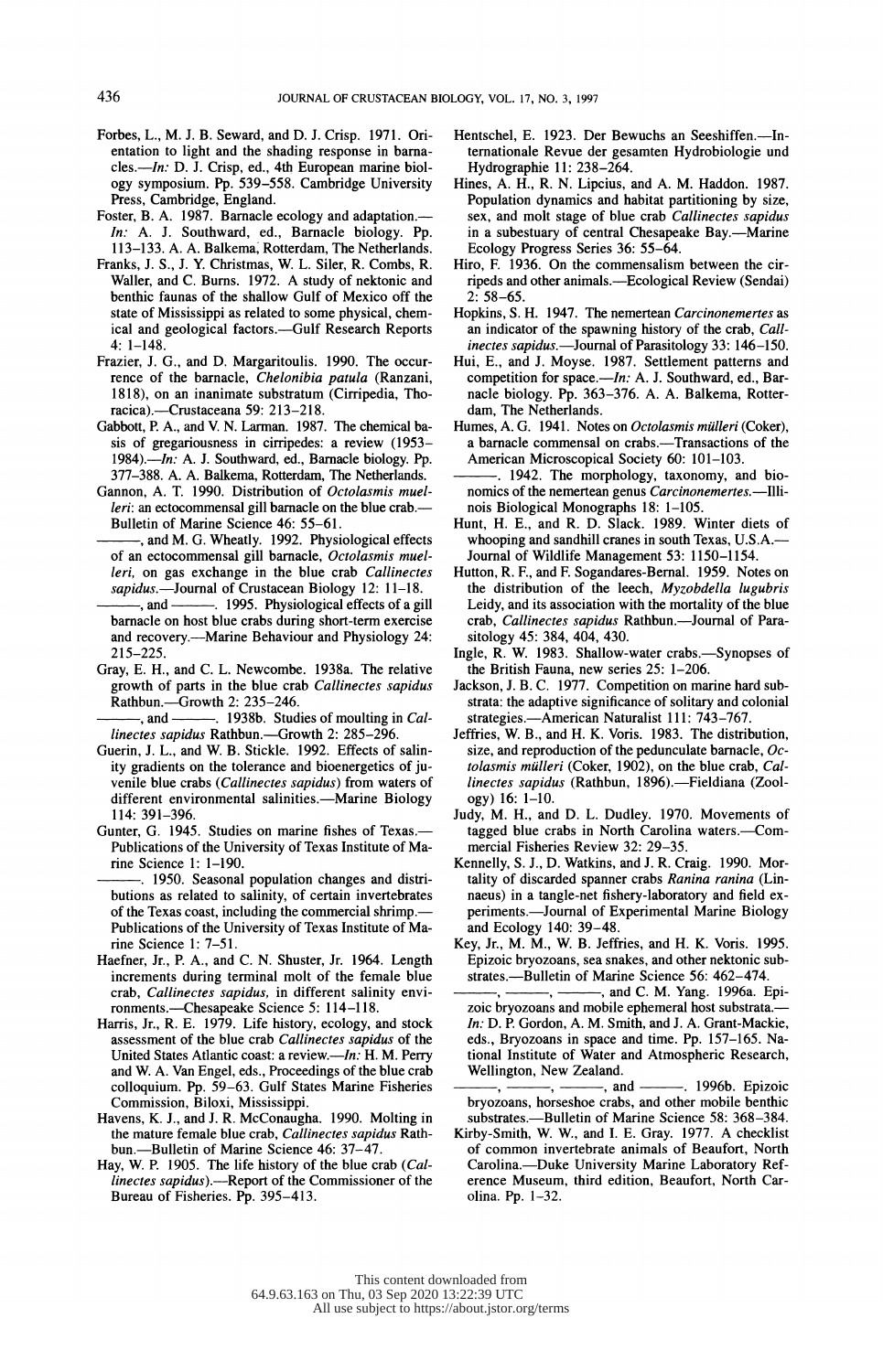Forbes, L., M. J. B. Seward, and D. J. Crisp. 1971. Orientation to light and the shading response in barnacles.—*In:* D. J. Crisp, ed., 4th European marine biology symposium. Pp. 539–558. Cambridge University Press, Cambridge, England.

Foster, B. A. 1987. Barnacle ecology and adaptation.—*In:* A. J. Southward, ed., Barnacle biology. Pp. 113–133. A. A. Balkema, Rotterdam, The Netherlands.

Franks, J. S., J. Y. Christmas, W. L. Siler, R. Combs, R. Waller, and C. Burns. 1972. A study of nektonic and benthic faunas of the shallow Gulf of Mexico off the state of Mississippi as related to some physical, chemical and geological factors.—Gulf Research Reports 4: 1–148.

Frazier, J. G., and D. Margaritoulis. 1990. The occurrence of the barnacle, *Chelonibia patula* (Ranzani, 1818), on an inanimate substratum (Cirripedia, Thoracica).—Crustaceana 59: 213–218.

Gabbott, P. A., and V. N. Larman. 1987. The chemical basis of gregariousness in cirripedes: a review (1953–1984).—*In:* A. J. Southward, ed., Barnacle biology. Pp. 377–388. A. A. Balkema, Rotterdam, The Netherlands.

Gannon, A. T. 1990. Distribution of *Octolasmis muelleri*: an ectocommensal gill barnacle on the blue crab.—Bulletin of Marine Science 46: 55–61.

———, and M. G. Wheatly. 1992. Physiological effects of an ectocommensal gill barnacle, *Octolasmis muelleri*, on gas exchange in the blue crab *Callinectes sapidus*.—Journal of Crustacean Biology 12: 11–18.

———, and ———. 1995. Physiological effects of a gill barnacle on host blue crabs during short-term exercise and recovery.—Marine Behaviour and Physiology 24: 215–225.

Gray, E. H., and C. L. Newcombe. 1938a. The relative growth of parts in the blue crab *Callinectes sapidus* Rathbun.—Growth 2: 235–246.

———, and ———. 1938b. Studies of moulting in *Callinectes sapidus* Rathbun.—Growth 2: 285–296.

Guerin, J. L., and W. B. Stickle. 1992. Effects of salinity gradients on the tolerance and bioenergetics of juvenile blue crabs (*Callinectes sapidus*) from waters of different environmental salinities.—Marine Biology 114: 391–396.

Gunter, G. 1945. Studies on marine fishes of Texas.—Publications of the University of Texas Institute of Marine Science 1: 1–190.

———. 1950. Seasonal population changes and distributions as related to salinity, of certain invertebrates of the Texas coast, including the commercial shrimp.—Publications of the University of Texas Institute of Marine Science 1: 7–51.

Haefner, Jr., P. A., and C. N. Shuster, Jr. 1964. Length increments during terminal molt of the female blue crab, *Callinectes sapidus*, in different salinity environments.—Chesapeake Science 5: 114–118.

Harris, Jr., R. E. 1979. Life history, ecology, and stock assessment of the blue crab *Callinectes sapidus* of the United States Atlantic coast: a review.—*In:* H. M. Perry and W. A. Van Engel, eds., Proceedings of the blue crab colloquium. Pp. 59–63. Gulf States Marine Fisheries Commission, Biloxi, Mississippi.

Havens, K. J., and J. R. McConaugha. 1990. Molting in the mature female blue crab, *Callinectes sapidus* Rathbun.—Bulletin of Marine Science 46: 37–47.

Hay, W. P. 1905. The life history of the blue crab (*Callinectes sapidus*).—Report of the Commissioner of the Bureau of Fisheries. Pp. 395–413.

Hentschel, E. 1923. Der Bewuchs an Seeshiffen.—Internationale Revue der gesamten Hydrobiologie und Hydrographie 11: 238–264.

Hines, A. H., R. N. Lipcius, and A. M. Haddon. 1987. Population dynamics and habitat partitioning by size, sex, and molt stage of blue crab *Callinectes sapidus* in a subestuary of central Chesapeake Bay.—Marine Ecology Progress Series 36: 55–64.

Hiro, F. 1936. On the commensalism between the cirripeds and other animals.—Ecological Review (Sendai) 2: 58–65.

Hopkins, S. H. 1947. The nemertean *Carcinonemertes* as an indicator of the spawning history of the crab, *Callinectes sapidus*.—Journal of Parasitology 33: 146–150.

Hui, E., and J. Moyse. 1987. Settlement patterns and competition for space.—*In:* A. J. Southward, ed., Barnacle biology. Pp. 363–376. A. A. Balkema, Rotterdam, The Netherlands.

Humes, A. G. 1941. Notes on *Octolasmis mülleri* (Coker), a barnacle commensal on crabs.—Transactions of the American Microscopical Society 60: 101–103.

———. 1942. The morphology, taxonomy, and bionomics of the nemertean genus *Carcinonemertes*.—Illinois Biological Monographs 18: 1–105.

Hunt, H. E., and R. D. Slack. 1989. Winter diets of whooping and sandhill cranes in south Texas, U.S.A.—Journal of Wildlife Management 53: 1150–1154.

Hutton, R. F., and F. Sogandares-Bernal. 1959. Notes on the distribution of the leech, *Myzobdella lugubris* Leidy, and its association with the mortality of the blue crab, *Callinectes sapidus* Rathbun.—Journal of Parasitology 45: 384, 404, 430.

Ingle, R. W. 1983. Shallow-water crabs.—Synopses of the British Fauna, new series 25: 1–206.

Jackson, J. B. C. 1977. Competition on marine hard substrata: the adaptive significance of solitary and colonial strategies.—American Naturalist 111: 743–767.

Jeffries, W. B., and H. K. Voris. 1983. The distribution, size, and reproduction of the pedunculate barnacle, *Octolasmis mülleri* (Coker, 1902), on the blue crab, *Callinectes sapidus* (Rathbun, 1896).—Fieldiana (Zoology) 16: 1–10.

Judy, M. H., and D. L. Dudley. 1970. Movements of tagged blue crabs in North Carolina waters.—Commercial Fisheries Review 32: 29–35.

Kennelly, S. J., D. Watkins, and J. R. Craig. 1990. Mortality of discarded spanner crabs *Ranina ranina* (Linnaeus) in a tangle-net fishery-laboratory and field experiments.—Journal of Experimental Marine Biology and Ecology 140: 39–48.

Key, Jr., M. M., W. B. Jeffries, and H. K. Voris. 1995. Epizoic bryozoans, sea snakes, and other nektonic substrates.—Bulletin of Marine Science 56: 462–474.

———, ———, ———, and C. M. Yang. 1996a. Epizoic bryozoans and mobile ephemeral host substrata.—*In:* D. P. Gordon, A. M. Smith, and J. A. Grant-Mackie, eds., Bryozoans in space and time. Pp. 157–165. National Institute of Water and Atmospheric Research, Wellington, New Zealand.

———, ———, ———, and ———. 1996b. Epizoic bryozoans, horseshoe crabs, and other mobile benthic substrates.—Bulletin of Marine Science 58: 368–384.

Kirby-Smith, W. W., and I. E. Gray. 1977. A checklist of common invertebrate animals of Beaufort, North Carolina.—Duke University Marine Laboratory Reference Museum, third edition, Beaufort, North Carolina. Pp. 1–32.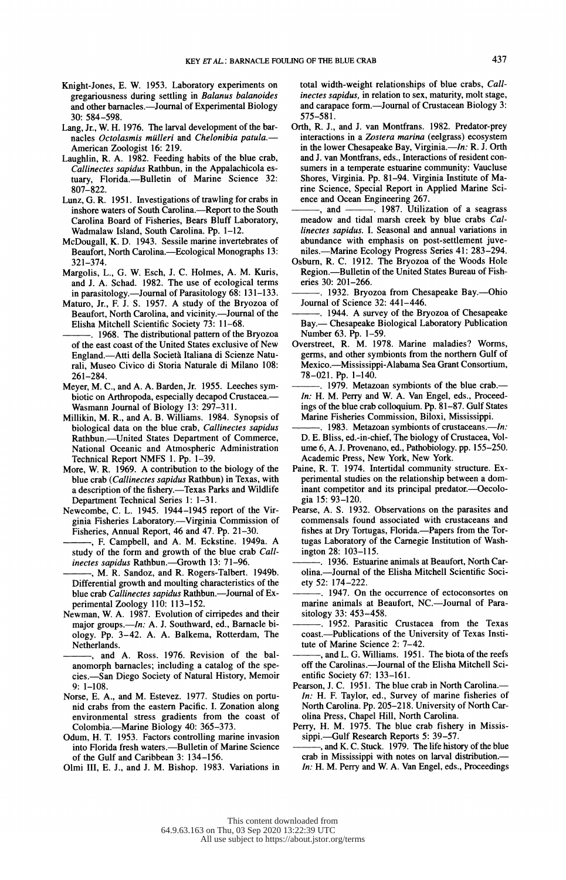Knight-Jones, E. W. 1953. Laboratory experiments on gregariousness during settling in *Balanus balanoides* and other barnacles.—Journal of Experimental Biology 30: 584–598.

Lang, Jr., W. H. 1976. The larval development of the barnacles *Octolasmis mülleri* and *Chelonibia patula*.—American Zoologist 16: 219.

Laughlin, R. A. 1982. Feeding habits of the blue crab, *Callinectes sapidus* Rathbun, in the Appalachicola estuary, Florida.—Bulletin of Marine Science 32: 807–822.

Lunz, G. R. 1951. Investigations of trawling for crabs in inshore waters of South Carolina.—Report to the South Carolina Board of Fisheries, Bears Bluff Laboratory, Wadmalaw Island, South Carolina. Pp. 1–12.

McDougall, K. D. 1943. Sessile marine invertebrates of Beaufort, North Carolina.—Ecological Monographs 13: 321–374.

Margolis, L., G. W. Esch, J. C. Holmes, A. M. Kuris, and J. A. Schad. 1982. The use of ecological terms in parasitology.—Journal of Parasitology 68: 131–133.

Maturo, Jr., F. J. S. 1957. A study of the Bryozoa of Beaufort, North Carolina, and vicinity.—Journal of the Elisha Mitchell Scientific Society 73: 11–68.

———. 1968. The distributional pattern of the Bryozoa of the east coast of the United States exclusive of New England.—Atti della Società Italiana di Scienze Naturali, Museo Civico di Storia Naturale di Milano 108: 261–284.

Meyer, M. C., and A. A. Barden, Jr. 1955. Leeches symbiotic on Arthropoda, especially decapod Crustacea.—Wasmann Journal of Biology 13: 297–311.

Millikin, M. R., and A. B. Williams. 1984. Synopsis of biological data on the blue crab, *Callinectes sapidus* Rathbun.—United States Department of Commerce, National Oceanic and Atmospheric Administration Technical Report NMFS 1. Pp. 1–39.

More, W. R. 1969. A contribution to the biology of the blue crab (*Callinectes sapidus* Rathbun) in Texas, with a description of the fishery.—Texas Parks and Wildlife Department Technical Series 1: 1–31.

Newcombe, C. L. 1945. 1944–1945 report of the Virginia Fisheries Laboratory.—Virginia Commission of Fisheries, Annual Report, 46 and 47. Pp. 21–30.

———, F. Campbell, and A. M. Eckstine. 1949a. A study of the form and growth of the blue crab *Callinectes sapidus* Rathbun.—Growth 13: 71–96.

———, M. R. Sandoz, and R. Rogers-Talbert. 1949b. Differential growth and moulting characteristics of the blue crab *Callinectes sapidus* Rathbun.—Journal of Experimental Zoology 110: 113–152.

Newman, W. A. 1987. Evolution of cirripedes and their major groups.—*In:* A. J. Southward, ed., Barnacle biology. Pp. 3–42. A. A. Balkema, Rotterdam, The Netherlands.

———, and A. Ross. 1976. Revision of the balanomorph barnacles; including a catalog of the species.—San Diego Society of Natural History, Memoir 9: 1–108.

Norse, E. A., and M. Estevez. 1977. Studies on portunid crabs from the eastern Pacific. I. Zonation along environmental stress gradients from the coast of Colombia.—Marine Biology 40: 365–373.

Odum, H. T. 1953. Factors controlling marine invasion into Florida fresh waters.—Bulletin of Marine Science of the Gulf and Caribbean 3: 134–156.

Olmi III, E. J., and J. M. Bishop. 1983. Variations in total width-weight relationships of blue crabs, *Callinectes sapidus,* in relation to sex, maturity, molt stage, and carapace form.—Journal of Crustacean Biology 3: 575–581.

Orth, R. J., and J. van Montfrans. 1982. Predator-prey interactions in a *Zostera marina* (eelgrass) ecosystem in the lower Chesapeake Bay, Virginia.—*In:* R. J. Orth and J. van Montfrans, eds., Interactions of resident consumers in a temperate estuarine community: Vaucluse Shores, Virginia. Pp. 81–94. Virginia Institute of Marine Science, Special Report in Applied Marine Science and Ocean Engineering 267.

———, and ———. 1987. Utilization of a seagrass meadow and tidal marsh creek by blue crabs *Callinectes sapidus.* I. Seasonal and annual variations in abundance with emphasis on post-settlement juveniles.—Marine Ecology Progress Series 41: 283–294.

Osburn, R. C. 1912. The Bryozoa of the Woods Hole Region.—Bulletin of the United States Bureau of Fisheries 30: 201–266.

———. 1932. Bryozoa from Chesapeake Bay.—Ohio Journal of Science 32: 441–446.

———. 1944. A survey of the Bryozoa of Chesapeake Bay.— Chesapeake Biological Laboratory Publication Number 63. Pp. 1–59.

Overstreet, R. M. 1978. Marine maladies? Worms, germs, and other symbionts from the northern Gulf of Mexico.—Mississippi-Alabama Sea Grant Consortium, 78–021. Pp. 1–140.

———. 1979. Metazoan symbionts of the blue crab.—*In:* H. M. Perry and W. A. Van Engel, eds., Proceedings of the blue crab colloquium. Pp. 81–87. Gulf States Marine Fisheries Commission, Biloxi, Mississippi.

———. 1983. Metazoan symbionts of crustaceans.—*In:* D. E. Bliss, ed.-in-chief, The biology of Crustacea, Volume 6, A. J. Provenano, ed., Pathobiology. pp. 155–250. Academic Press, New York, New York.

Paine, R. T. 1974. Intertidal community structure. Experimental studies on the relationship between a dominant competitor and its principal predator.—Oecologia 15: 93–120.

Pearse, A. S. 1932. Observations on the parasites and commensals found associated with crustaceans and fishes at Dry Tortugas, Florida.—Papers from the Tortugas Laboratory of the Carnegie Institution of Washington 28: 103–115.

———. 1936. Estuarine animals at Beaufort, North Carolina.—Journal of the Elisha Mitchell Scientific Society 52: 174–222.

———. 1947. On the occurrence of ectoconsortes on marine animals at Beaufort, NC.—Journal of Parasitology 33: 453–458.

———. 1952. Parasitic Crustacea from the Texas coast.—Publications of the University of Texas Institute of Marine Science 2: 7–42.

———, and L. G. Williams. 1951. The biota of the reefs off the Carolinas.—Journal of the Elisha Mitchell Scientific Society 67: 133–161.

Pearson, J. C. 1951. The blue crab in North Carolina.—*In:* H. F. Taylor, ed., Survey of marine fisheries of North Carolina. Pp. 205–218. University of North Carolina Press, Chapel Hill, North Carolina.

Perry, H. M. 1975. The blue crab fishery in Mississippi.—Gulf Research Reports 5: 39–57.

———, and K. C. Stuck. 1979. The life history of the blue crab in Mississippi with notes on larval distribution.—*In:* H. M. Perry and W. A. Van Engel, eds., Proceedings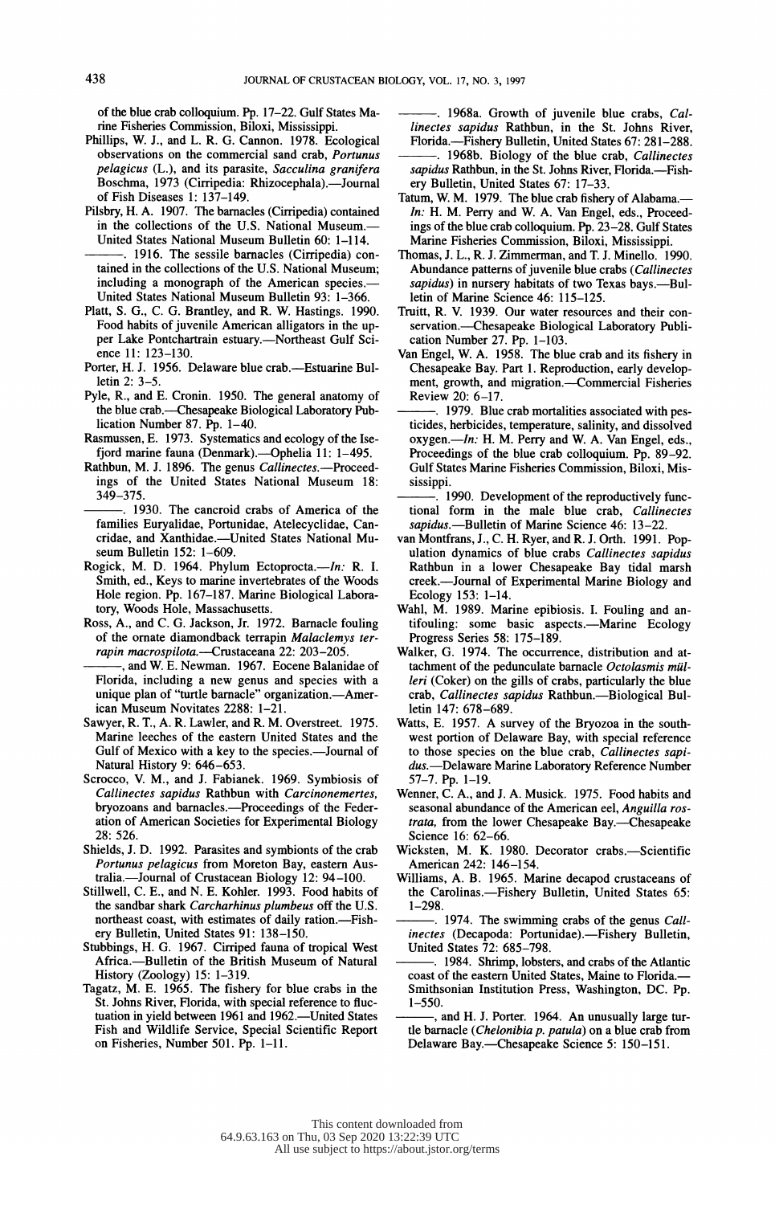of the blue crab colloquium. Pp. 17–22. Gulf States Marine Fisheries Commission, Biloxi, Mississippi.

Phillips, W. J., and L. R. G. Cannon. 1978. Ecological observations on the commercial sand crab, *Portunus pelagicus* (L.), and its parasite, *Sacculina granifera* Boschma, 1973 (Cirripedia: Rhizocephala).—Journal of Fish Diseases 1: 137–149.

Pilsbry, H. A. 1907. The barnacles (Cirripedia) contained in the collections of the U.S. National Museum.—United States National Museum Bulletin 60: 1–114.

———. 1916. The sessile barnacles (Cirripedia) contained in the collections of the U.S. National Museum; including a monograph of the American species.—United States National Museum Bulletin 93: 1–366.

Platt, S. G., C. G. Brantley, and R. W. Hastings. 1990. Food habits of juvenile American alligators in the upper Lake Pontchartrain estuary.—Northeast Gulf Science 11: 123–130.

Porter, H. J. 1956. Delaware blue crab.—Estuarine Bulletin 2: 3–5.

Pyle, R., and E. Cronin. 1950. The general anatomy of the blue crab.—Chesapeake Biological Laboratory Publication Number 87. Pp. 1–40.

Rasmussen, E. 1973. Systematics and ecology of the Isefjord marine fauna (Denmark).—Ophelia 11: 1–495.

Rathbun, M. J. 1896. The genus *Callinectes*.—Proceedings of the United States National Museum 18: 349–375.

———. 1930. The cancroid crabs of America of the families Euryalidae, Portunidae, Atelecyclidae, Cancridae, and Xanthidae.—United States National Museum Bulletin 152: 1–609.

Rogick, M. D. 1964. Phylum Ectoprocta.—*In:* R. I. Smith, ed., Keys to marine invertebrates of the Woods Hole region. Pp. 167–187. Marine Biological Laboratory, Woods Hole, Massachusetts.

Ross, A., and C. G. Jackson, Jr. 1972. Barnacle fouling of the ornate diamondback terrapin *Malaclemys terrapin macrospilota*.—Crustaceana 22: 203–205.

———, and W. E. Newman. 1967. Eocene Balanidae of Florida, including a new genus and species with a unique plan of "turtle barnacle" organization.—American Museum Novitates 2288: 1–21.

Sawyer, R. T., A. R. Lawler, and R. M. Overstreet. 1975. Marine leeches of the eastern United States and the Gulf of Mexico with a key to the species.—Journal of Natural History 9: 646–653.

Scrocco, V. M., and J. Fabianek. 1969. Symbiosis of *Callinectes sapidus* Rathbun with *Carcinonemertes*, bryozoans and barnacles.—Proceedings of the Federation of American Societies for Experimental Biology 28: 526.

Shields, J. D. 1992. Parasites and symbionts of the crab *Portunus pelagicus* from Moreton Bay, eastern Australia.—Journal of Crustacean Biology 12: 94–100.

Stillwell, C. E., and N. E. Kohler. 1993. Food habits of the sandbar shark *Carcharhinus plumbeus* off the U.S. northeast coast, with estimates of daily ration.—Fishery Bulletin, United States 91: 138–150.

Stubbings, H. G. 1967. Cirriped fauna of tropical West Africa.—Bulletin of the British Museum of Natural History (Zoology) 15: 1–319.

Tagatz, M. E. 1965. The fishery for blue crabs in the St. Johns River, Florida, with special reference to fluctuation in yield between 1961 and 1962.—United States Fish and Wildlife Service, Special Scientific Report on Fisheries, Number 501. Pp. 1–11.

———. 1968a. Growth of juvenile blue crabs, *Callinectes sapidus* Rathbun, in the St. Johns River, Florida.—Fishery Bulletin, United States 67: 281–288.

———. 1968b. Biology of the blue crab, *Callinectes sapidus* Rathbun, in the St. Johns River, Florida.—Fishery Bulletin, United States 67: 17–33.

Tatum, W. M. 1979. The blue crab fishery of Alabama.—*In:* H. M. Perry and W. A. Van Engel, eds., Proceedings of the blue crab colloquium. Pp. 23–28. Gulf States Marine Fisheries Commission, Biloxi, Mississippi.

Thomas, J. L., R. J. Zimmerman, and T. J. Minello. 1990. Abundance patterns of juvenile blue crabs (*Callinectes sapidus*) in nursery habitats of two Texas bays.—Bulletin of Marine Science 46: 115–125.

Truitt, R. V. 1939. Our water resources and their conservation.—Chesapeake Biological Laboratory Publication Number 27. Pp. 1–103.

Van Engel, W. A. 1958. The blue crab and its fishery in Chesapeake Bay. Part 1. Reproduction, early development, growth, and migration.—Commercial Fisheries Review 20: 6–17.

———. 1979. Blue crab mortalities associated with pesticides, herbicides, temperature, salinity, and dissolved oxygen.—*In:* H. M. Perry and W. A. Van Engel, eds., Proceedings of the blue crab colloquium. Pp. 89–92. Gulf States Marine Fisheries Commission, Biloxi, Mississippi.

———. 1990. Development of the reproductively functional form in the male blue crab, *Callinectes sapidus*.—Bulletin of Marine Science 46: 13–22.

van Montfrans, J., C. H. Ryer, and R. J. Orth. 1991. Population dynamics of blue crabs *Callinectes sapidus* Rathbun in a lower Chesapeake Bay tidal marsh creek.—Journal of Experimental Marine Biology and Ecology 153: 1–14.

Wahl, M. 1989. Marine epibiosis. I. Fouling and antifouling: some basic aspects.—Marine Ecology Progress Series 58: 175–189.

Walker, G. 1974. The occurrence, distribution and attachment of the pedunculate barnacle *Octolasmis mülleri* (Coker) on the gills of crabs, particularly the blue crab, *Callinectes sapidus* Rathbun.—Biological Bulletin 147: 678–689.

Watts, E. 1957. A survey of the Bryozoa in the southwest portion of Delaware Bay, with special reference to those species on the blue crab, *Callinectes sapidus*.—Delaware Marine Laboratory Reference Number 57-7. Pp. 1–19.

Wenner, C. A., and J. A. Musick. 1975. Food habits and seasonal abundance of the American eel, *Anguilla rostrata*, from the lower Chesapeake Bay.—Chesapeake Science 16: 62–66.

Wicksten, M. K. 1980. Decorator crabs.—Scientific American 242: 146–154.

Williams, A. B. 1965. Marine decapod crustaceans of the Carolinas.—Fishery Bulletin, United States 65: 1–298.

———. 1974. The swimming crabs of the genus *Callinectes* (Decapoda: Portunidae).—Fishery Bulletin, United States 72: 685–798.

———. 1984. Shrimp, lobsters, and crabs of the Atlantic coast of the eastern United States, Maine to Florida.—Smithsonian Institution Press, Washington, DC. Pp. 1–550.

———, and H. J. Porter. 1964. An unusually large turtle barnacle (*Chelonibia p. patula*) on a blue crab from Delaware Bay.—Chesapeake Science 5: 150–151.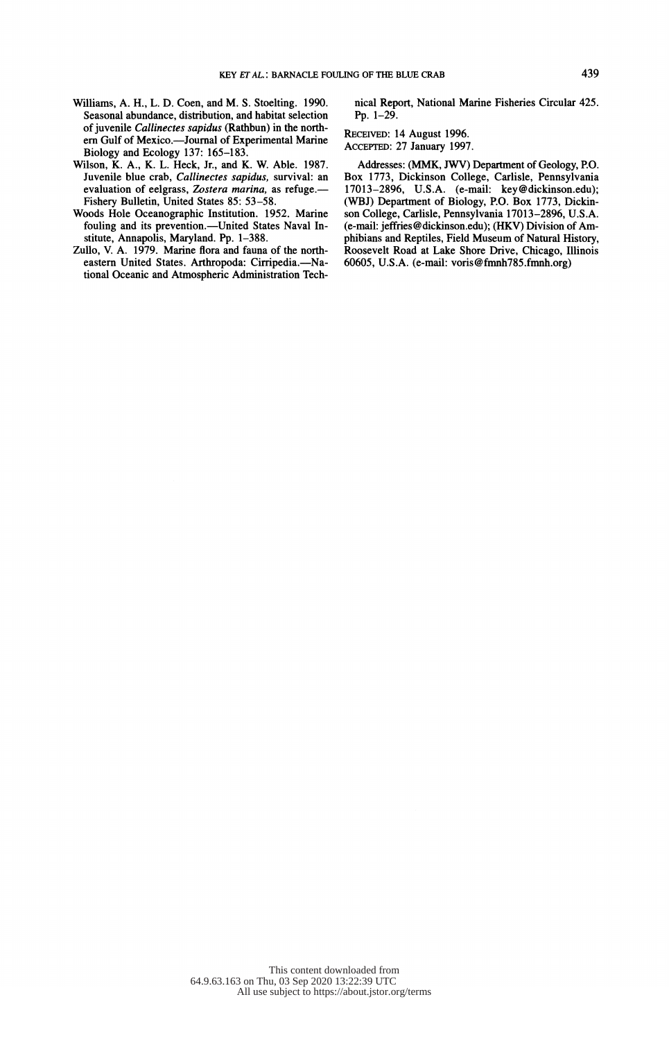Williams, A. H., L. D. Coen, and M. S. Stoelting. 1990. Seasonal abundance, distribution, and habitat selection of juvenile *Callinectes sapidus* (Rathbun) in the northern Gulf of Mexico.—Journal of Experimental Marine Biology and Ecology 137: 165–183.

Wilson, K. A., K. L. Heck, Jr., and K. W. Able. 1987. Juvenile blue crab, *Callinectes sapidus,* survival: an evaluation of eelgrass, *Zostera marina,* as refuge.—Fishery Bulletin, United States 85: 53–58.

Woods Hole Oceanographic Institution. 1952. Marine fouling and its prevention.—United States Naval Institute, Annapolis, Maryland. Pp. 1–388.

Zullo, V. A. 1979. Marine flora and fauna of the northeastern United States. Arthropoda: Cirripedia.—National Oceanic and Atmospheric Administration Technical Report, National Marine Fisheries Circular 425. Pp. 1–29.

RECEIVED: 14 August 1996.
ACCEPTED: 27 January 1997.

Addresses: (MMK, JWV) Department of Geology, P.O. Box 1773, Dickinson College, Carlisle, Pennsylvania 17013–2896, U.S.A. (e-mail: key@dickinson.edu); (WBJ) Department of Biology, P.O. Box 1773, Dickinson College, Carlisle, Pennsylvania 17013–2896, U.S.A. (e-mail: jeffries@dickinson.edu); (HKV) Division of Amphibians and Reptiles, Field Museum of Natural History, Roosevelt Road at Lake Shore Drive, Chicago, Illinois 60605, U.S.A. (e-mail: voris@fmnh785.fmnh.org)